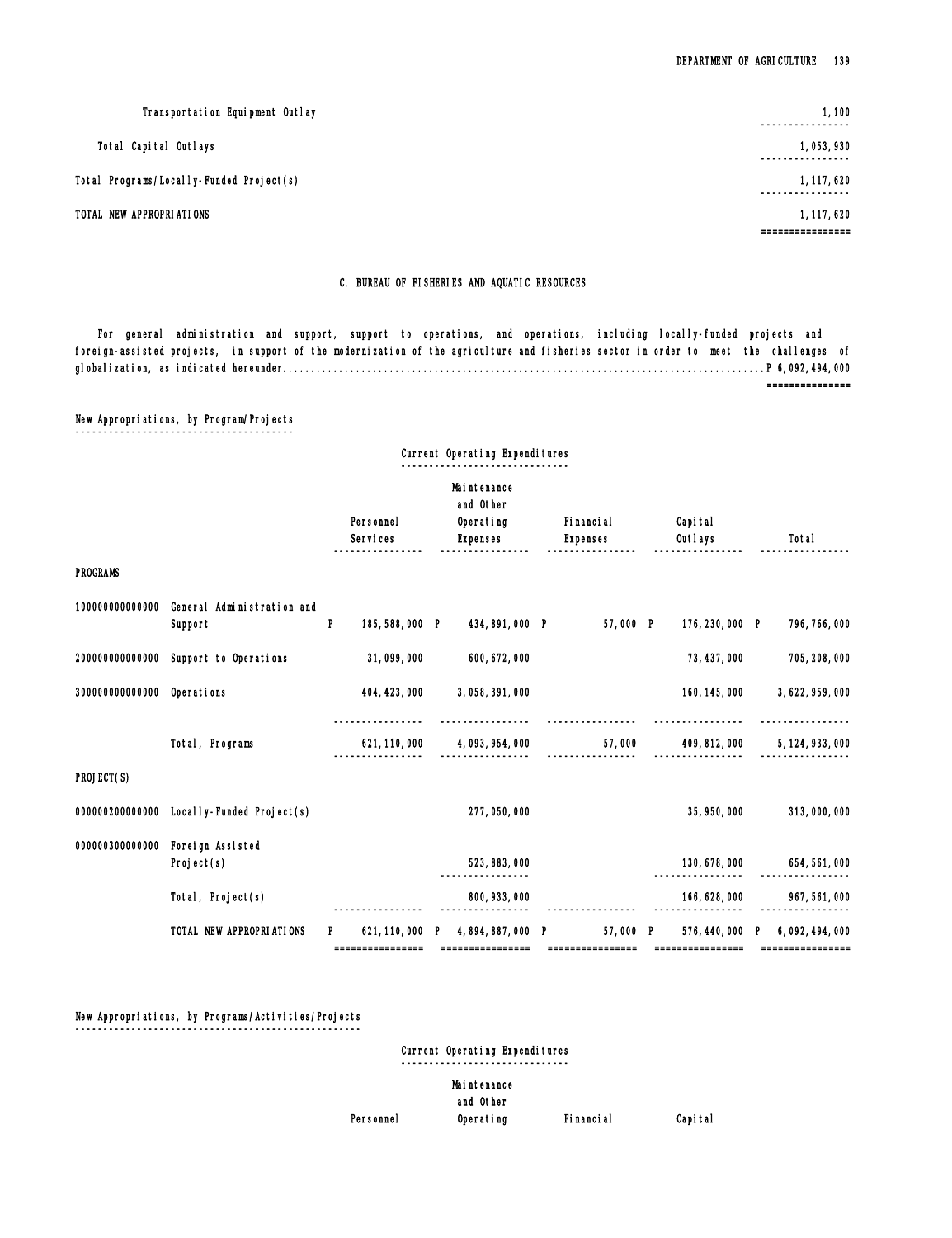| | |
|---|---|
| Transportation Equipment Outlay | 1,100 |
| Total Capital Outlays | 1,053,930 |
| Total Programs/Locally-Funded Project(s) | 1,117,620 |
| TOTAL NEW APPROPRIATIONS | 1,117,620 |

## C. BUREAU OF FISHERIES AND AQUATIC RESOURCES

For general administration and support, support to operations, and operations, including locally-funded projects and foreign-assisted projects, in support of the modernization of the agriculture and fisheries sector in order to meet the challenges of globalization, as indicated hereunder.......................................................................................P 6,092,494,000

### New Appropriations, by Program/Projects

| | | Current Operating Expenditures | | | | |
|---|---|---|---|---|---|---|
| | | Personnel Services | Maintenance and Other Operating Expenses | Financial Expenses | Capital Outlays | Total |
| **PROGRAMS** | | | | | | |
| 100000000000000 | General Administration and Support | P 185,588,000 | P 434,891,000 | P 57,000 | P 176,230,000 | P 796,766,000 |
| 200000000000000 | Support to Operations | 31,099,000 | 600,672,000 | | 73,437,000 | 705,208,000 |
| 300000000000000 | Operations | 404,423,000 | 3,058,391,000 | | 160,145,000 | 3,622,959,000 |
| | Total, Programs | 621,110,000 | 4,093,954,000 | 57,000 | 409,812,000 | 5,124,933,000 |
| **PROJECT(S)** | | | | | | |
| 000000200000000 | Locally-Funded Project(s) | | 277,050,000 | | 35,950,000 | 313,000,000 |
| 000000300000000 | Foreign Assisted Project(s) | | 523,883,000 | | 130,678,000 | 654,561,000 |
| | Total, Project(s) | | 800,933,000 | | 166,628,000 | 967,561,000 |
| | TOTAL NEW APPROPRIATIONS | P 621,110,000 | P 4,894,887,000 | P 57,000 | P 576,440,000 | P 6,092,494,000 |

### New Appropriations, by Programs/Activities/Projects

| | Current Operating Expenditures | | |
|---|---|---|---|
| Personnel | Maintenance and Other Operating | Financial | Capital |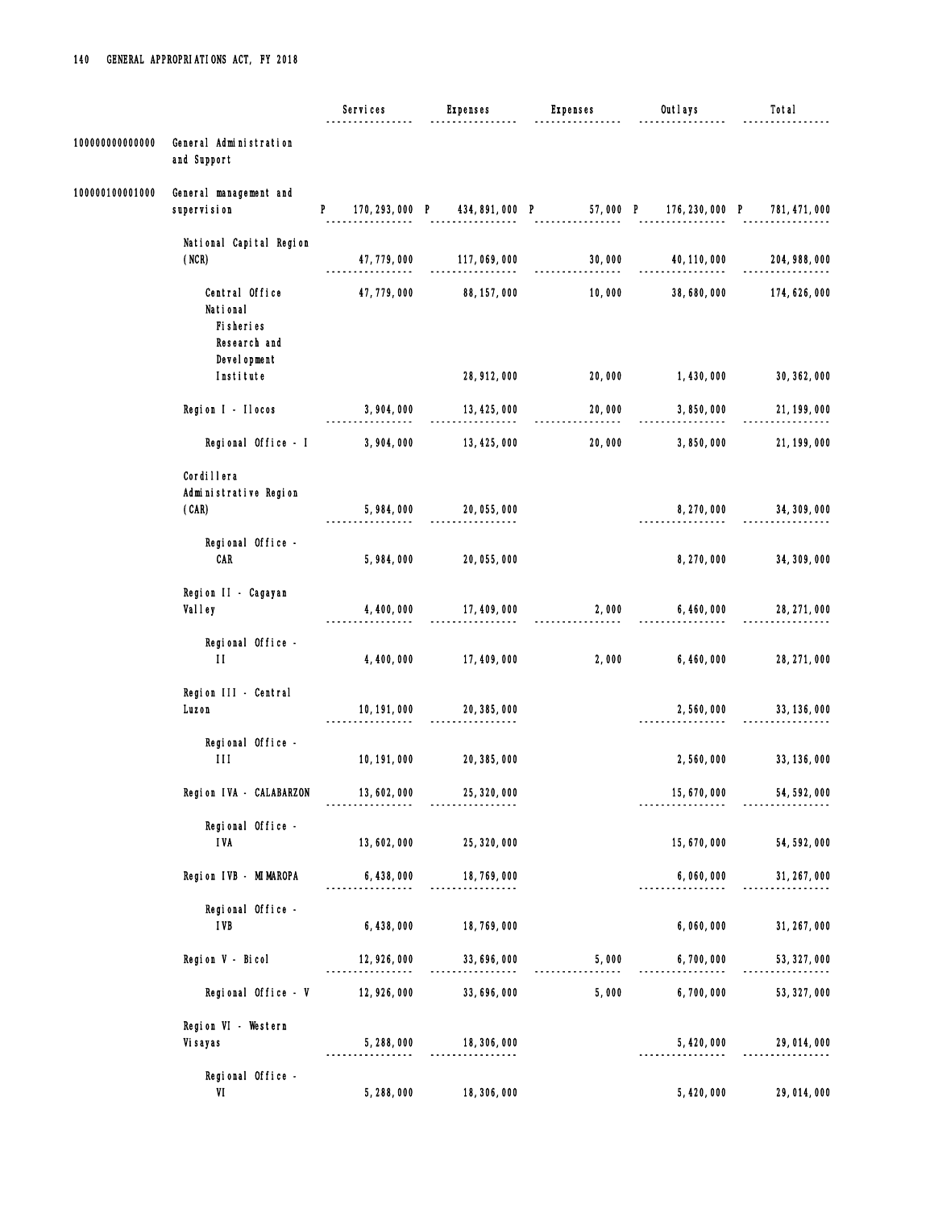| | | Services | Expenses | Expenses | Outlays | Total |
|---|---|---|---|---|---|---|
| 100000000000000 | General Administration and Support | | | | | |
| 100000100001000 | General management and supervision | P 170,293,000 | P 434,891,000 | P 57,000 | P 176,230,000 | P 781,471,000 |
| | National Capital Region (NCR) | 47,779,000 | 117,069,000 | 30,000 | 40,110,000 | 204,988,000 |
| | Central Office | 47,779,000 | 88,157,000 | 10,000 | 38,680,000 | 174,626,000 |
| | National Fisheries Research and Development Institute | | 28,912,000 | 20,000 | 1,430,000 | 30,362,000 |
| | Region I - Ilocos | 3,904,000 | 13,425,000 | 20,000 | 3,850,000 | 21,199,000 |
| | Regional Office - I | 3,904,000 | 13,425,000 | 20,000 | 3,850,000 | 21,199,000 |
| | Cordillera Administrative Region (CAR) | 5,984,000 | 20,055,000 | | 8,270,000 | 34,309,000 |
| | Regional Office - CAR | 5,984,000 | 20,055,000 | | 8,270,000 | 34,309,000 |
| | Region II - Cagayan Valley | 4,400,000 | 17,409,000 | 2,000 | 6,460,000 | 28,271,000 |
| | Regional Office - II | 4,400,000 | 17,409,000 | 2,000 | 6,460,000 | 28,271,000 |
| | Region III - Central Luzon | 10,191,000 | 20,385,000 | | 2,560,000 | 33,136,000 |
| | Regional Office - III | 10,191,000 | 20,385,000 | | 2,560,000 | 33,136,000 |
| | Region IVA - CALABARZON | 13,602,000 | 25,320,000 | | 15,670,000 | 54,592,000 |
| | Regional Office - IVA | 13,602,000 | 25,320,000 | | 15,670,000 | 54,592,000 |
| | Region IVB - MIMAROPA | 6,438,000 | 18,769,000 | | 6,060,000 | 31,267,000 |
| | Regional Office - IVB | 6,438,000 | 18,769,000 | | 6,060,000 | 31,267,000 |
| | Region V - Bicol | 12,926,000 | 33,696,000 | 5,000 | 6,700,000 | 53,327,000 |
| | Regional Office - V | 12,926,000 | 33,696,000 | 5,000 | 6,700,000 | 53,327,000 |
| | Region VI - Western Visayas | 5,288,000 | 18,306,000 | | 5,420,000 | 29,014,000 |
| | Regional Office - VI | 5,288,000 | 18,306,000 | | 5,420,000 | 29,014,000 |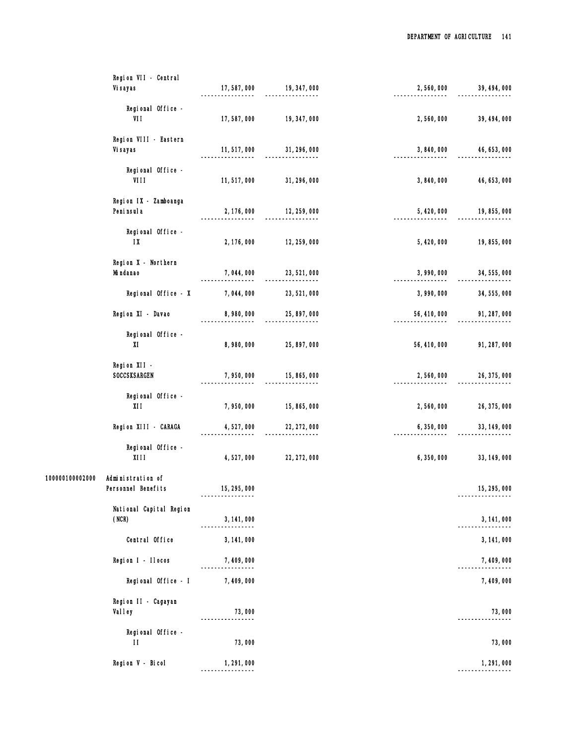| | | | | | |
|---|---|---|---|---|---|
| | Region VII - Central Visayas | 17,587,000 | 19,347,000 | 2,560,000 | 39,494,000 |
| | Regional Office - VII | 17,587,000 | 19,347,000 | 2,560,000 | 39,494,000 |
| | Region VIII - Eastern Visayas | 11,517,000 | 31,296,000 | 3,840,000 | 46,653,000 |
| | Regional Office - VIII | 11,517,000 | 31,296,000 | 3,840,000 | 46,653,000 |
| | Region IX - Zamboanga Peninsula | 2,176,000 | 12,259,000 | 5,420,000 | 19,855,000 |
| | Regional Office - IX | 2,176,000 | 12,259,000 | 5,420,000 | 19,855,000 |
| | Region X - Northern Mindanao | 7,044,000 | 23,521,000 | 3,990,000 | 34,555,000 |
| | Regional Office - X | 7,044,000 | 23,521,000 | 3,990,000 | 34,555,000 |
| | Region XI - Davao | 8,980,000 | 25,897,000 | 56,410,000 | 91,287,000 |
| | Regional Office - XI | 8,980,000 | 25,897,000 | 56,410,000 | 91,287,000 |
| | Region XII - SOCCSKSARGEN | 7,950,000 | 15,865,000 | 2,560,000 | 26,375,000 |
| | Regional Office - XII | 7,950,000 | 15,865,000 | 2,560,000 | 26,375,000 |
| | Region XIII - CARAGA | 4,527,000 | 22,272,000 | 6,350,000 | 33,149,000 |
| | Regional Office - XIII | 4,527,000 | 22,272,000 | 6,350,000 | 33,149,000 |
| 100000100002000 | Administration of Personnel Benefits | 15,295,000 | | | 15,295,000 |
| | National Capital Region (NCR) | 3,141,000 | | | 3,141,000 |
| | Central Office | 3,141,000 | | | 3,141,000 |
| | Region I - Ilocos | 7,409,000 | | | 7,409,000 |
| | Regional Office - I | 7,409,000 | | | 7,409,000 |
| | Region II - Cagayan Valley | 73,000 | | | 73,000 |
| | Regional Office - II | 73,000 | | | 73,000 |
| | Region V - Bicol | 1,291,000 | | | 1,291,000 |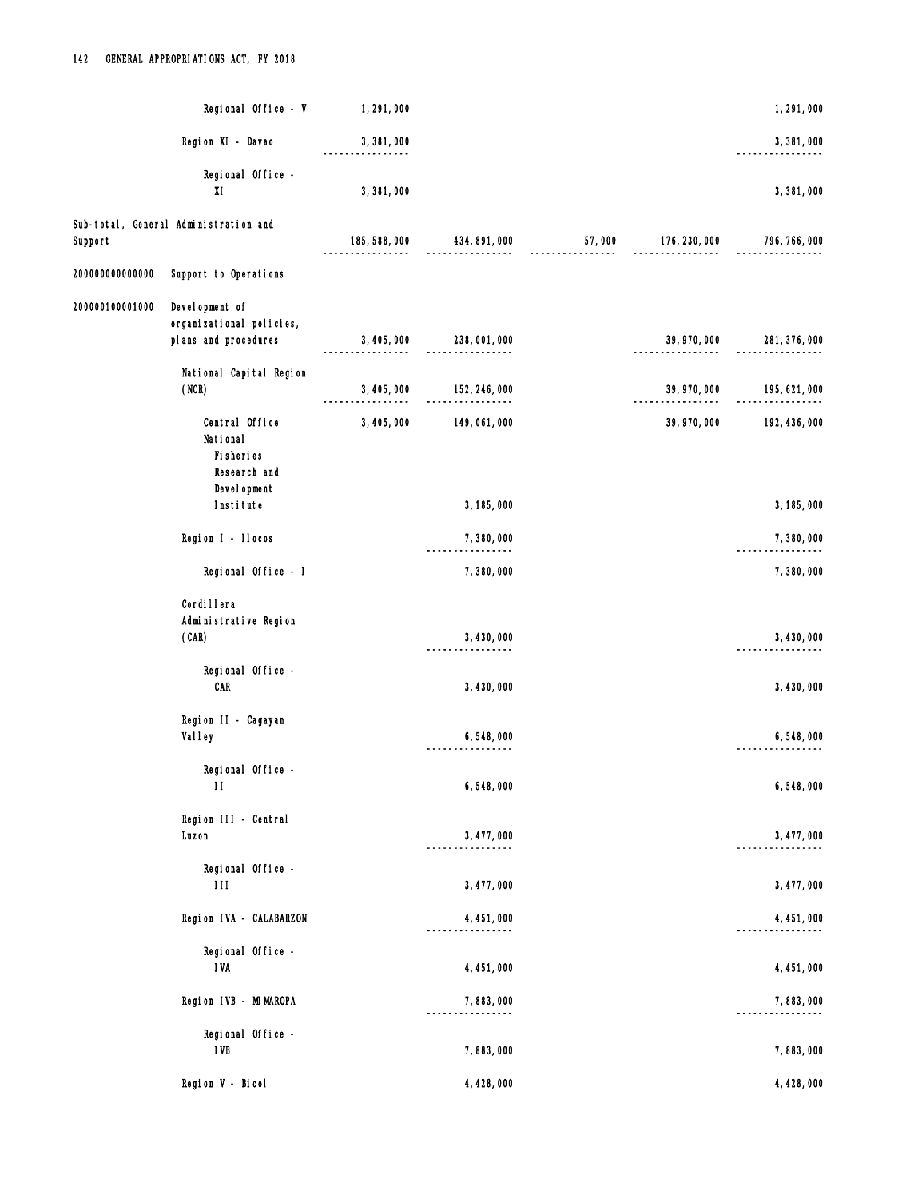| | | | | | | |
|---|---|---|---|---|---|---|
| | Regional Office - V | 1,291,000 | | | | 1,291,000 |
| | Region XI - Davao | 3,381,000 | | | | 3,381,000 |
| | Regional Office - XI | 3,381,000 | | | | 3,381,000 |
| Sub-total, General Administration and Support | | 185,588,000 | 434,891,000 | 57,000 | 176,230,000 | 796,766,000 |
| 200000000000000 | Support to Operations | | | | | |
| 200000100001000 | Development of organizational policies, plans and procedures | 3,405,000 | 238,001,000 | | 39,970,000 | 281,376,000 |
| | National Capital Region (NCR) | 3,405,000 | 152,246,000 | | 39,970,000 | 195,621,000 |
| | Central Office | 3,405,000 | 149,061,000 | | 39,970,000 | 192,436,000 |
| | National Fisheries Research and Development Institute | | 3,185,000 | | | 3,185,000 |
| | Region I - Ilocos | | 7,380,000 | | | 7,380,000 |
| | Regional Office - I | | 7,380,000 | | | 7,380,000 |
| | Cordillera Administrative Region (CAR) | | 3,430,000 | | | 3,430,000 |
| | Regional Office - CAR | | 3,430,000 | | | 3,430,000 |
| | Region II - Cagayan Valley | | 6,548,000 | | | 6,548,000 |
| | Regional Office - II | | 6,548,000 | | | 6,548,000 |
| | Region III - Central Luzon | | 3,477,000 | | | 3,477,000 |
| | Regional Office - III | | 3,477,000 | | | 3,477,000 |
| | Region IVA - CALABARZON | | 4,451,000 | | | 4,451,000 |
| | Regional Office - IVA | | 4,451,000 | | | 4,451,000 |
| | Region IVB - MIMAROPA | | 7,883,000 | | | 7,883,000 |
| | Regional Office - IVB | | 7,883,000 | | | 7,883,000 |
| | Region V - Bicol | | 4,428,000 | | | 4,428,000 |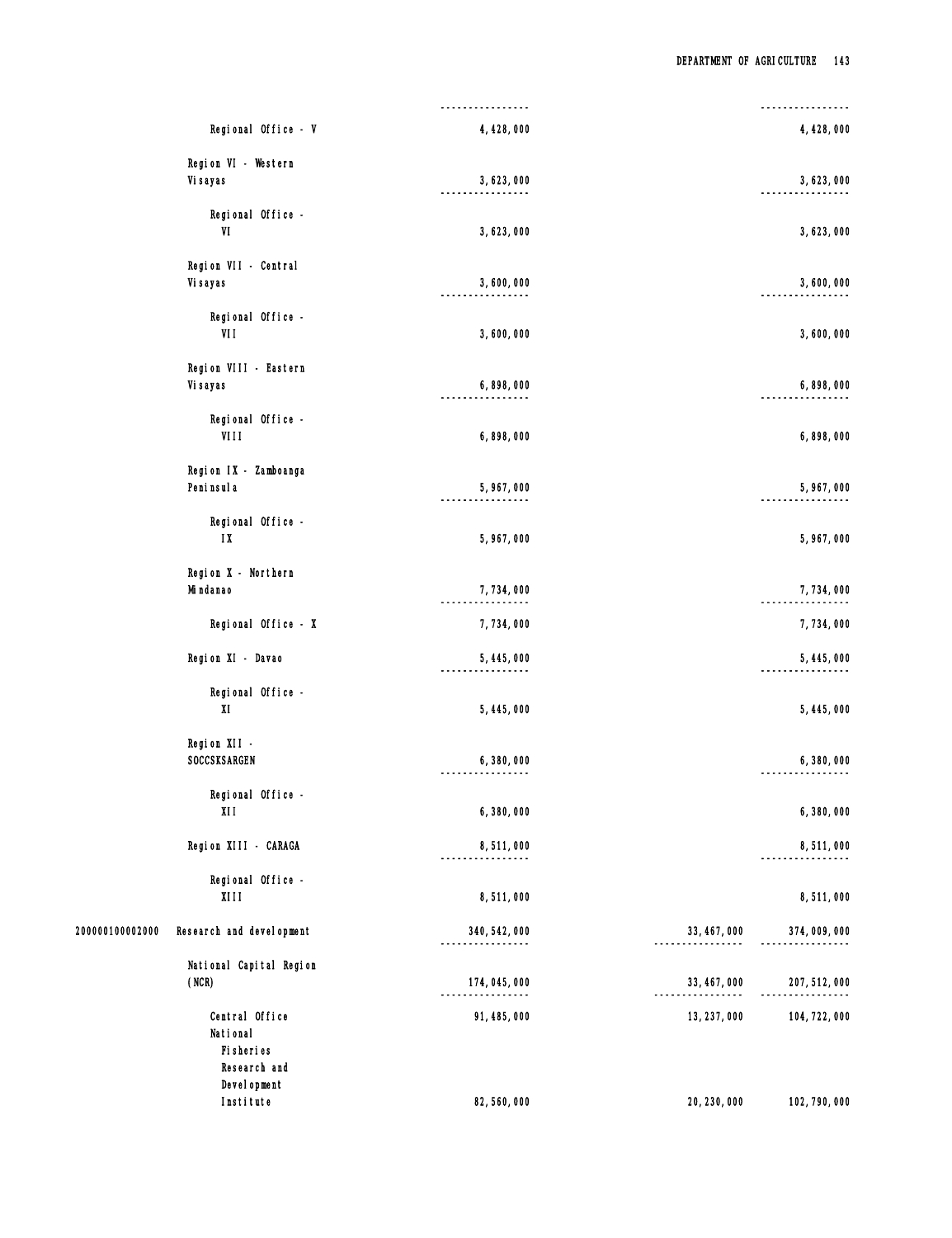| | | | | |
|---|---|---|---|---|
| | Regional Office - V | 4,428,000 | | 4,428,000 |
| | Region VI - Western Visayas | 3,623,000 | | 3,623,000 |
| | Regional Office - VI | 3,623,000 | | 3,623,000 |
| | Region VII - Central Visayas | 3,600,000 | | 3,600,000 |
| | Regional Office - VII | 3,600,000 | | 3,600,000 |
| | Region VIII - Eastern Visayas | 6,898,000 | | 6,898,000 |
| | Regional Office - VIII | 6,898,000 | | 6,898,000 |
| | Region IX - Zamboanga Peninsula | 5,967,000 | | 5,967,000 |
| | Regional Office - IX | 5,967,000 | | 5,967,000 |
| | Region X - Northern Mindanao | 7,734,000 | | 7,734,000 |
| | Regional Office - X | 7,734,000 | | 7,734,000 |
| | Region XI - Davao | 5,445,000 | | 5,445,000 |
| | Regional Office - XI | 5,445,000 | | 5,445,000 |
| | Region XII - SOCCSKSARGEN | 6,380,000 | | 6,380,000 |
| | Regional Office - XII | 6,380,000 | | 6,380,000 |
| | Region XIII - CARAGA | 8,511,000 | | 8,511,000 |
| | Regional Office - XIII | 8,511,000 | | 8,511,000 |
| 200000100002000 | Research and development | 340,542,000 | 33,467,000 | 374,009,000 |
| | National Capital Region (NCR) | 174,045,000 | 33,467,000 | 207,512,000 |
| | Central Office | 91,485,000 | 13,237,000 | 104,722,000 |
| | National Fisheries Research and Development Institute | 82,560,000 | 20,230,000 | 102,790,000 |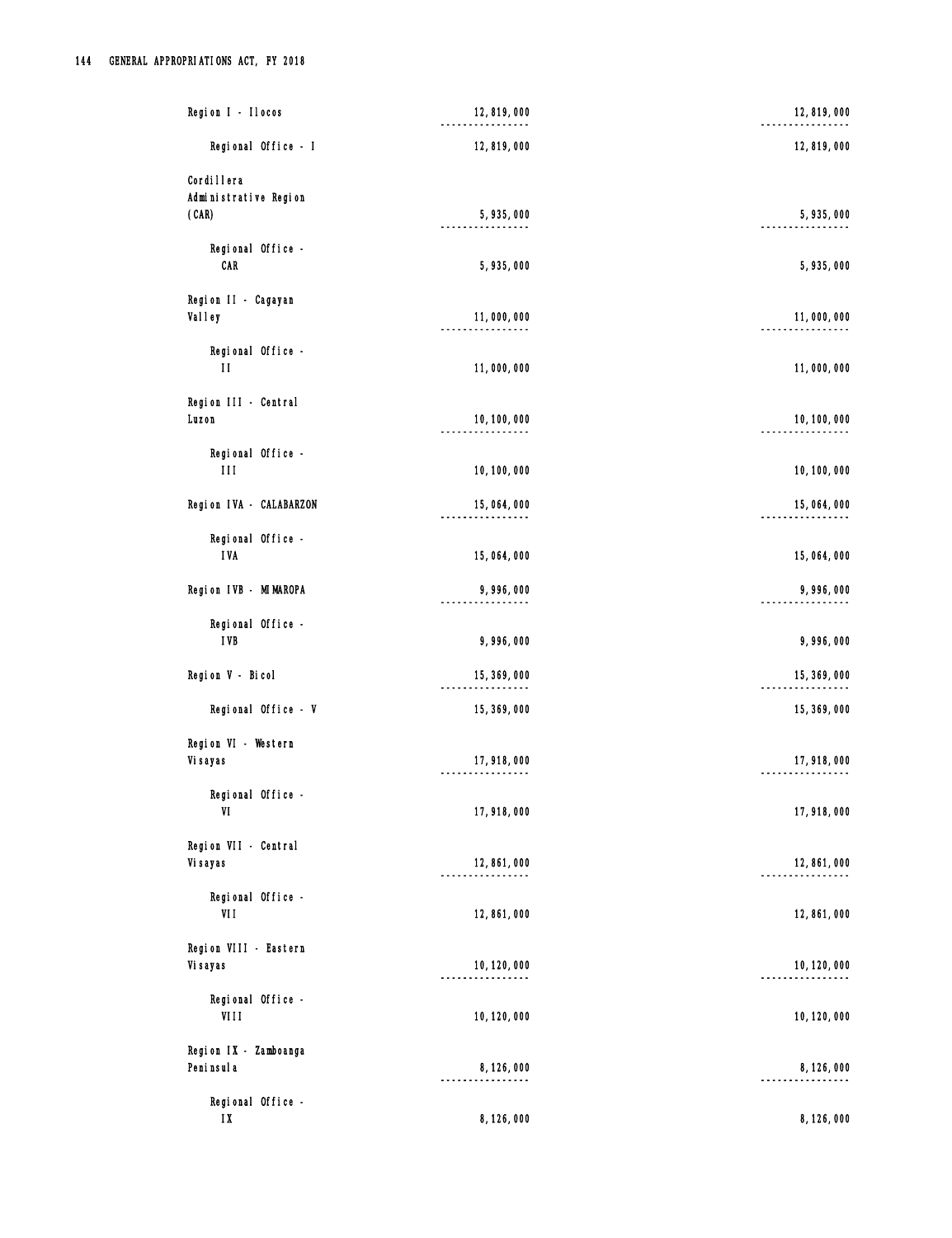| | | |
|---|---|---|
| Region I - Ilocos | 12,819,000 | 12,819,000 |
| Regional Office - I | 12,819,000 | 12,819,000 |
| Cordillera Administrative Region (CAR) | 5,935,000 | 5,935,000 |
| Regional Office - CAR | 5,935,000 | 5,935,000 |
| Region II - Cagayan Valley | 11,000,000 | 11,000,000 |
| Regional Office - II | 11,000,000 | 11,000,000 |
| Region III - Central Luzon | 10,100,000 | 10,100,000 |
| Regional Office - III | 10,100,000 | 10,100,000 |
| Region IVA - CALABARZON | 15,064,000 | 15,064,000 |
| Regional Office - IVA | 15,064,000 | 15,064,000 |
| Region IVB - MIMAROPA | 9,996,000 | 9,996,000 |
| Regional Office - IVB | 9,996,000 | 9,996,000 |
| Region V - Bicol | 15,369,000 | 15,369,000 |
| Regional Office - V | 15,369,000 | 15,369,000 |
| Region VI - Western Visayas | 17,918,000 | 17,918,000 |
| Regional Office - VI | 17,918,000 | 17,918,000 |
| Region VII - Central Visayas | 12,861,000 | 12,861,000 |
| Regional Office - VII | 12,861,000 | 12,861,000 |
| Region VIII - Eastern Visayas | 10,120,000 | 10,120,000 |
| Regional Office - VIII | 10,120,000 | 10,120,000 |
| Region IX - Zamboanga Peninsula | 8,126,000 | 8,126,000 |
| Regional Office - IX | 8,126,000 | 8,126,000 |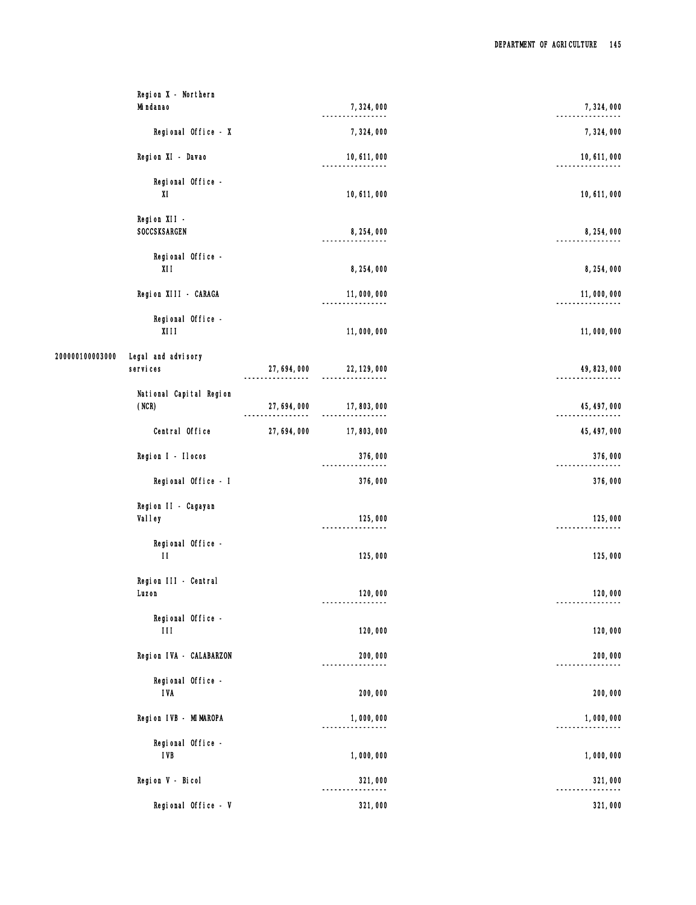| Code | Particulars | Column 1 | Column 2 | Column 3 | Total |
|---|---|---|---|---|---|
| | Region X - Northern Mindanao | | 7,324,000 | | 7,324,000 |
| | Regional Office - X | | 7,324,000 | | 7,324,000 |
| | Region XI - Davao | | 10,611,000 | | 10,611,000 |
| | Regional Office - XI | | 10,611,000 | | 10,611,000 |
| | Region XII - SOCCSKSARGEN | | 8,254,000 | | 8,254,000 |
| | Regional Office - XII | | 8,254,000 | | 8,254,000 |
| | Region XIII - CARAGA | | 11,000,000 | | 11,000,000 |
| | Regional Office - XIII | | 11,000,000 | | 11,000,000 |
| 200000100003000 | Legal and advisory services | 27,694,000 | 22,129,000 | | 49,823,000 |
| | National Capital Region (NCR) | 27,694,000 | 17,803,000 | | 45,497,000 |
| | Central Office | 27,694,000 | 17,803,000 | | 45,497,000 |
| | Region I - Ilocos | | 376,000 | | 376,000 |
| | Regional Office - I | | 376,000 | | 376,000 |
| | Region II - Cagayan Valley | | 125,000 | | 125,000 |
| | Regional Office - II | | 125,000 | | 125,000 |
| | Region III - Central Luzon | | 120,000 | | 120,000 |
| | Regional Office - III | | 120,000 | | 120,000 |
| | Region IVA - CALABARZON | | 200,000 | | 200,000 |
| | Regional Office - IVA | | 200,000 | | 200,000 |
| | Region IVB - MIMAROPA | | 1,000,000 | | 1,000,000 |
| | Regional Office - IVB | | 1,000,000 | | 1,000,000 |
| | Region V - Bicol | | 321,000 | | 321,000 |
| | Regional Office - V | | 321,000 | | 321,000 |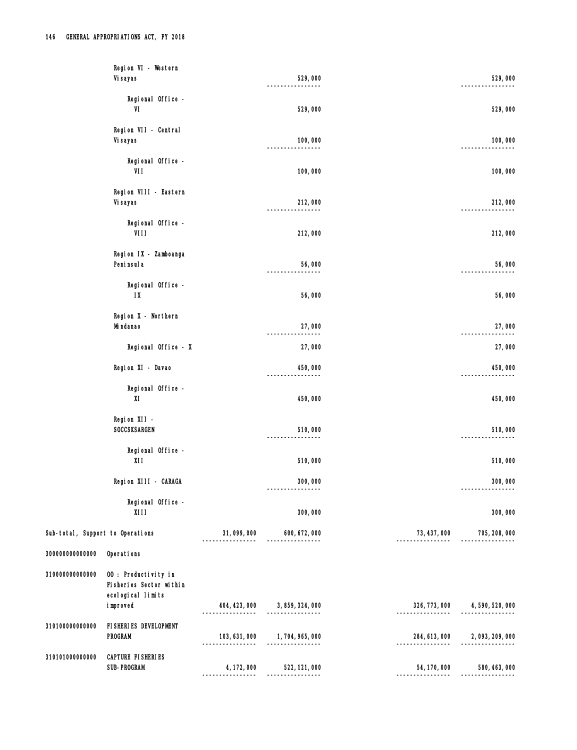| Code | Particulars | Col 1 | Col 2 | Col 3 | Col 4 |
|---|---|---|---|---|---|
| | Region VI - Western Visayas | | 529,000 | | 529,000 |
| | Regional Office - VI | | 529,000 | | 529,000 |
| | Region VII - Central Visayas | | 100,000 | | 100,000 |
| | Regional Office - VII | | 100,000 | | 100,000 |
| | Region VIII - Eastern Visayas | | 212,000 | | 212,000 |
| | Regional Office - VIII | | 212,000 | | 212,000 |
| | Region IX - Zamboanga Peninsula | | 56,000 | | 56,000 |
| | Regional Office - IX | | 56,000 | | 56,000 |
| | Region X - Northern Mindanao | | 27,000 | | 27,000 |
| | Regional Office - X | | 27,000 | | 27,000 |
| | Region XI - Davao | | 450,000 | | 450,000 |
| | Regional Office - XI | | 450,000 | | 450,000 |
| | Region XII - SOCCSKSARGEN | | 510,000 | | 510,000 |
| | Regional Office - XII | | 510,000 | | 510,000 |
| | Region XIII - CARAGA | | 300,000 | | 300,000 |
| | Regional Office - XIII | | 300,000 | | 300,000 |
| Sub-total, Support to Operations | | 31,099,000 | 600,672,000 | 73,437,000 | 705,208,000 |
| 300000000000000 | Operations | | | | |
| 310000000000000 | OO : Productivity in Fisheries Sector within ecological limits improved | 404,423,000 | 3,859,324,000 | 326,773,000 | 4,590,520,000 |
| 310100000000000 | FISHERIES DEVELOPMENT PROGRAM | 103,631,000 | 1,704,965,000 | 284,613,000 | 2,093,209,000 |
| 310101000000000 | CAPTURE FISHERIES SUB-PROGRAM | 4,172,000 | 522,121,000 | 54,170,000 | 580,463,000 |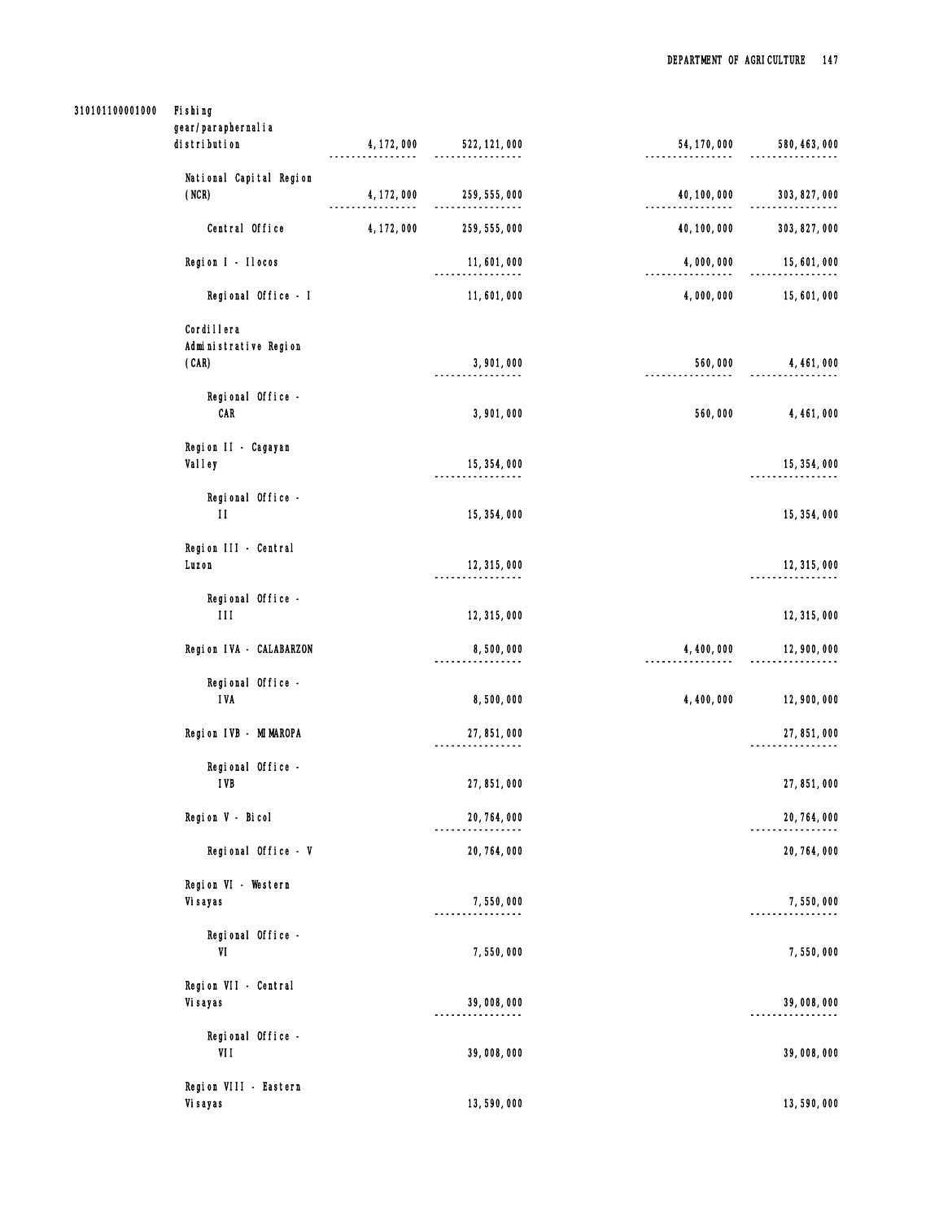| | | | | | | |
|---|---|---|---|---|---|---|
| 310101100001000 | Fishing gear/paraphernalia distribution | 4,172,000 | 522,121,000 | | 54,170,000 | 580,463,000 |
| | National Capital Region (NCR) | 4,172,000 | 259,555,000 | | 40,100,000 | 303,827,000 |
| | Central Office | 4,172,000 | 259,555,000 | | 40,100,000 | 303,827,000 |
| | Region I - Ilocos | | 11,601,000 | | 4,000,000 | 15,601,000 |
| | Regional Office - I | | 11,601,000 | | 4,000,000 | 15,601,000 |
| | Cordillera Administrative Region (CAR) | | 3,901,000 | | 560,000 | 4,461,000 |
| | Regional Office - CAR | | 3,901,000 | | 560,000 | 4,461,000 |
| | Region II - Cagayan Valley | | 15,354,000 | | | 15,354,000 |
| | Regional Office - II | | 15,354,000 | | | 15,354,000 |
| | Region III - Central Luzon | | 12,315,000 | | | 12,315,000 |
| | Regional Office - III | | 12,315,000 | | | 12,315,000 |
| | Region IVA - CALABARZON | | 8,500,000 | | 4,400,000 | 12,900,000 |
| | Regional Office - IVA | | 8,500,000 | | 4,400,000 | 12,900,000 |
| | Region IVB - MIMAROPA | | 27,851,000 | | | 27,851,000 |
| | Regional Office - IVB | | 27,851,000 | | | 27,851,000 |
| | Region V - Bicol | | 20,764,000 | | | 20,764,000 |
| | Regional Office - V | | 20,764,000 | | | 20,764,000 |
| | Region VI - Western Visayas | | 7,550,000 | | | 7,550,000 |
| | Regional Office - VI | | 7,550,000 | | | 7,550,000 |
| | Region VII - Central Visayas | | 39,008,000 | | | 39,008,000 |
| | Regional Office - VII | | 39,008,000 | | | 39,008,000 |
| | Region VIII - Eastern Visayas | | 13,590,000 | | | 13,590,000 |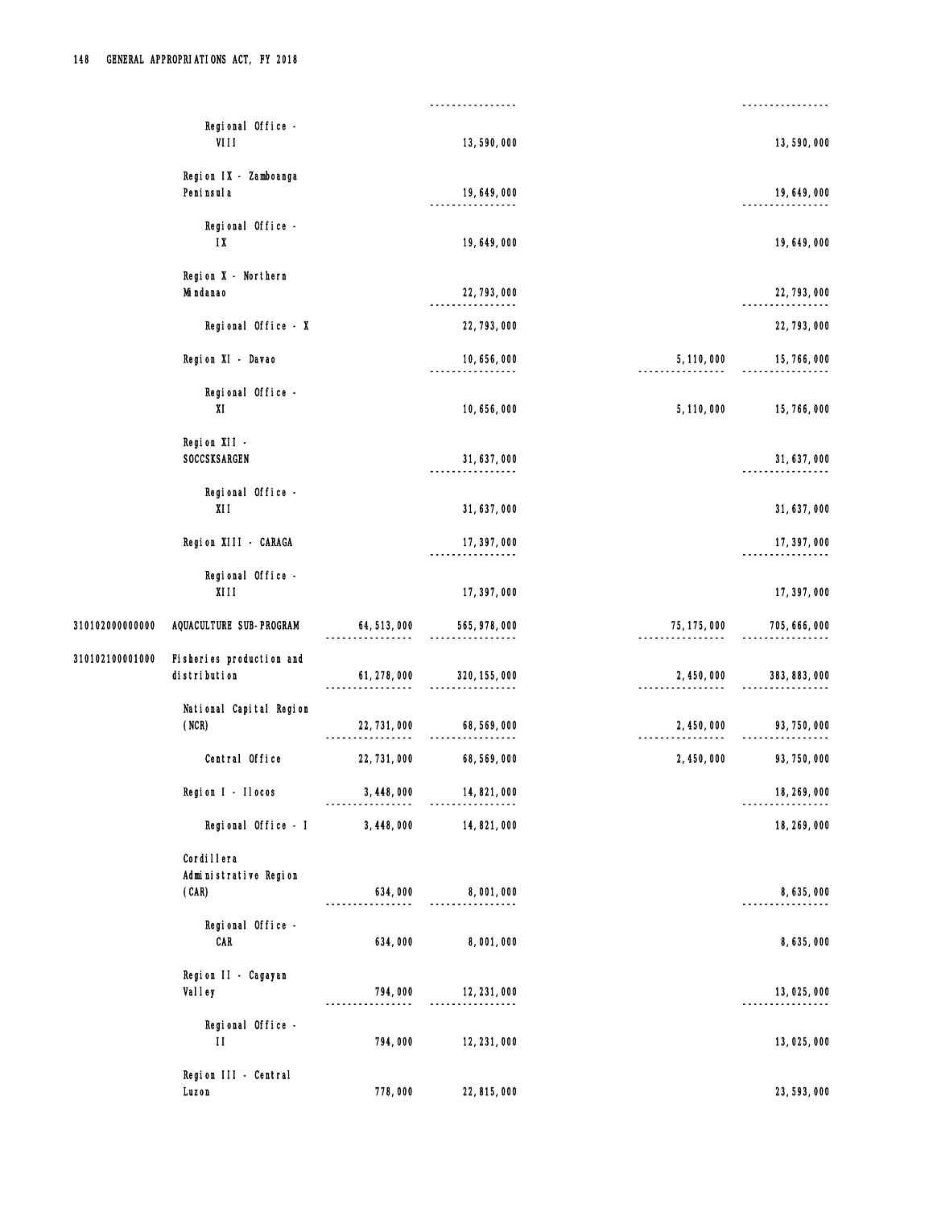| Code | Particulars | PS | MOOE | CO | Total |
|---|---|---|---|---|---|
| | Regional Office - VIII | | 13,590,000 | | 13,590,000 |
| | Region IX - Zamboanga Peninsula | | 19,649,000 | | 19,649,000 |
| | Regional Office - IX | | 19,649,000 | | 19,649,000 |
| | Region X - Northern Mindanao | | 22,793,000 | | 22,793,000 |
| | Regional Office - X | | 22,793,000 | | 22,793,000 |
| | Region XI - Davao | | 10,656,000 | 5,110,000 | 15,766,000 |
| | Regional Office - XI | | 10,656,000 | 5,110,000 | 15,766,000 |
| | Region XII - SOCCSKSARGEN | | 31,637,000 | | 31,637,000 |
| | Regional Office - XII | | 31,637,000 | | 31,637,000 |
| | Region XIII - CARAGA | | 17,397,000 | | 17,397,000 |
| | Regional Office - XIII | | 17,397,000 | | 17,397,000 |
| 310102000000000 | AQUACULTURE SUB-PROGRAM | 64,513,000 | 565,978,000 | 75,175,000 | 705,666,000 |
| 310102100001000 | Fisheries production and distribution | 61,278,000 | 320,155,000 | 2,450,000 | 383,883,000 |
| | National Capital Region (NCR) | 22,731,000 | 68,569,000 | 2,450,000 | 93,750,000 |
| | Central Office | 22,731,000 | 68,569,000 | 2,450,000 | 93,750,000 |
| | Region I - Ilocos | 3,448,000 | 14,821,000 | | 18,269,000 |
| | Regional Office - I | 3,448,000 | 14,821,000 | | 18,269,000 |
| | Cordillera Administrative Region (CAR) | 634,000 | 8,001,000 | | 8,635,000 |
| | Regional Office - CAR | 634,000 | 8,001,000 | | 8,635,000 |
| | Region II - Cagayan Valley | 794,000 | 12,231,000 | | 13,025,000 |
| | Regional Office - II | 794,000 | 12,231,000 | | 13,025,000 |
| | Region III - Central Luzon | 778,000 | 22,815,000 | | 23,593,000 |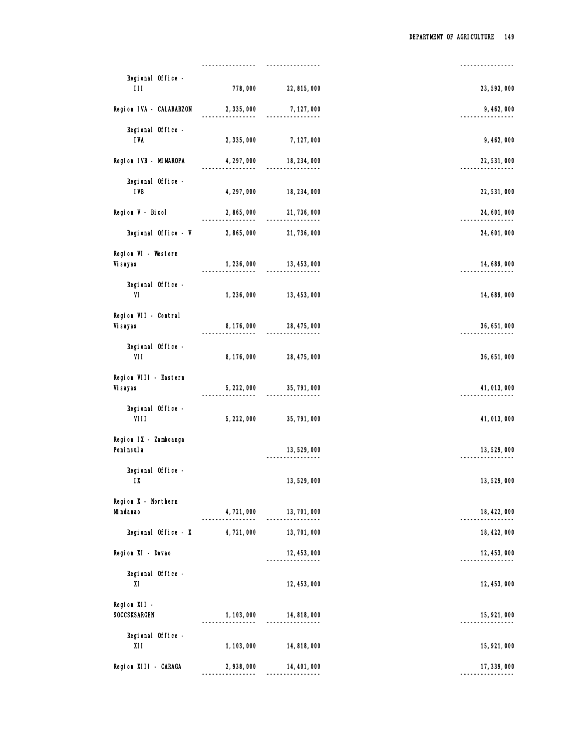| | | | | |
|---|---|---|---|---|
| Regional Office - III | 778,000 | 22,815,000 | | 23,593,000 |
| Region IVA - CALABARZON | 2,335,000 | 7,127,000 | | 9,462,000 |
| Regional Office - IVA | 2,335,000 | 7,127,000 | | 9,462,000 |
| Region IVB - MIMAROPA | 4,297,000 | 18,234,000 | | 22,531,000 |
| Regional Office - IVB | 4,297,000 | 18,234,000 | | 22,531,000 |
| Region V - Bicol | 2,865,000 | 21,736,000 | | 24,601,000 |
| Regional Office - V | 2,865,000 | 21,736,000 | | 24,601,000 |
| Region VI - Western Visayas | 1,236,000 | 13,453,000 | | 14,689,000 |
| Regional Office - VI | 1,236,000 | 13,453,000 | | 14,689,000 |
| Region VII - Central Visayas | 8,176,000 | 28,475,000 | | 36,651,000 |
| Regional Office - VII | 8,176,000 | 28,475,000 | | 36,651,000 |
| Region VIII - Eastern Visayas | 5,222,000 | 35,791,000 | | 41,013,000 |
| Regional Office - VIII | 5,222,000 | 35,791,000 | | 41,013,000 |
| Region IX - Zamboanga Peninsula | | 13,529,000 | | 13,529,000 |
| Regional Office - IX | | 13,529,000 | | 13,529,000 |
| Region X - Northern Mindanao | 4,721,000 | 13,701,000 | | 18,422,000 |
| Regional Office - X | 4,721,000 | 13,701,000 | | 18,422,000 |
| Region XI - Davao | | 12,453,000 | | 12,453,000 |
| Regional Office - XI | | 12,453,000 | | 12,453,000 |
| Region XII - SOCCSKSARGEN | 1,103,000 | 14,818,000 | | 15,921,000 |
| Regional Office - XII | 1,103,000 | 14,818,000 | | 15,921,000 |
| Region XIII - CARAGA | 2,938,000 | 14,401,000 | | 17,339,000 |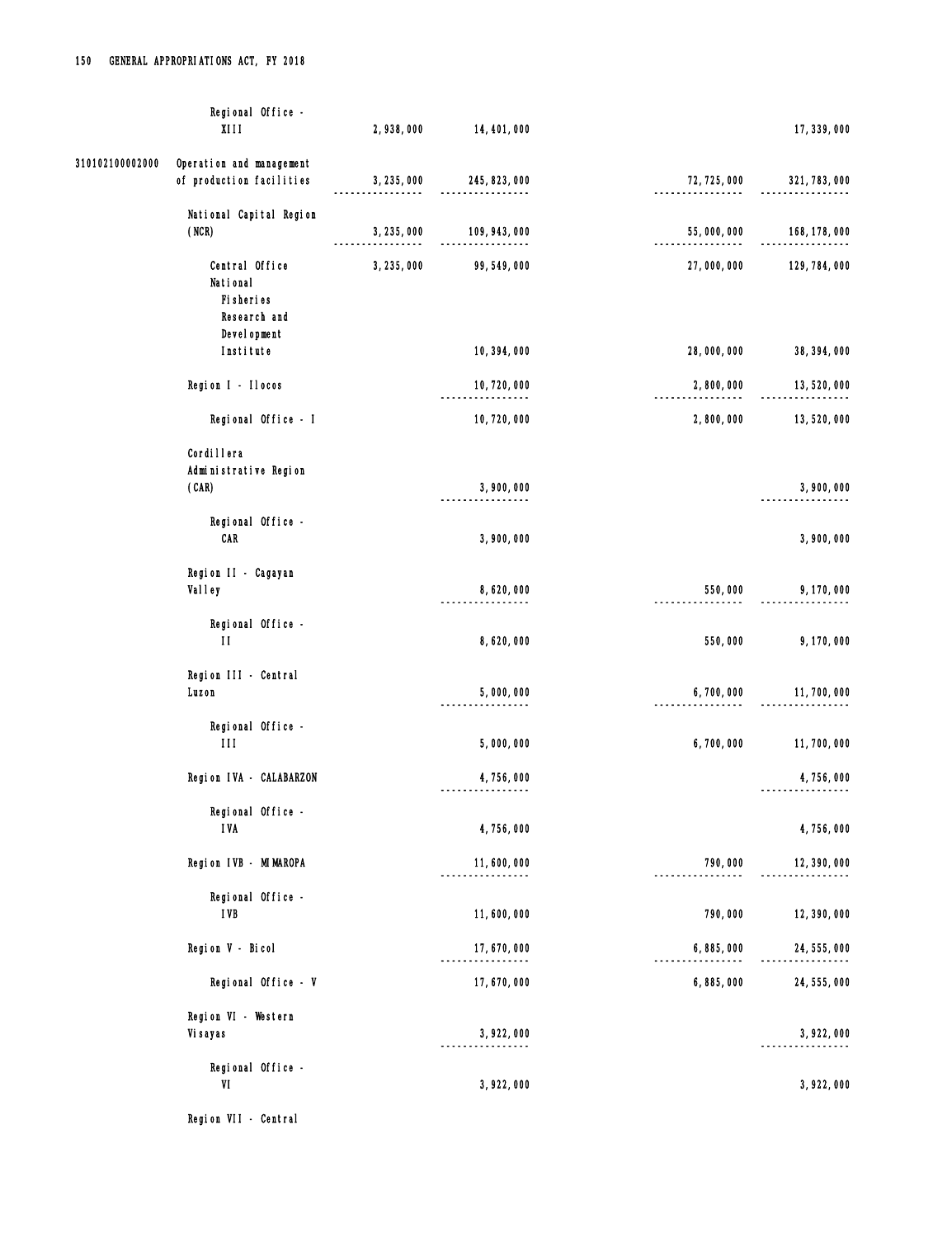| | | | | | |
|---|---|---|---|---|---|
| | Regional Office - XIII | 2,938,000 | 14,401,000 | | 17,339,000 |
| 310102100002000 | Operation and management of production facilities | 3,235,000 | 245,823,000 | 72,725,000 | 321,783,000 |
| | National Capital Region (NCR) | 3,235,000 | 109,943,000 | 55,000,000 | 168,178,000 |
| | Central Office | 3,235,000 | 99,549,000 | 27,000,000 | 129,784,000 |
| | National Fisheries Research and Development Institute | | 10,394,000 | 28,000,000 | 38,394,000 |
| | Region I - Ilocos | | 10,720,000 | 2,800,000 | 13,520,000 |
| | Regional Office - I | | 10,720,000 | 2,800,000 | 13,520,000 |
| | Cordillera Administrative Region (CAR) | | 3,900,000 | | 3,900,000 |
| | Regional Office - CAR | | 3,900,000 | | 3,900,000 |
| | Region II - Cagayan Valley | | 8,620,000 | 550,000 | 9,170,000 |
| | Regional Office - II | | 8,620,000 | 550,000 | 9,170,000 |
| | Region III - Central Luzon | | 5,000,000 | 6,700,000 | 11,700,000 |
| | Regional Office - III | | 5,000,000 | 6,700,000 | 11,700,000 |
| | Region IVA - CALABARZON | | 4,756,000 | | 4,756,000 |
| | Regional Office - IVA | | 4,756,000 | | 4,756,000 |
| | Region IVB - MIMAROPA | | 11,600,000 | 790,000 | 12,390,000 |
| | Regional Office - IVB | | 11,600,000 | 790,000 | 12,390,000 |
| | Region V - Bicol | | 17,670,000 | 6,885,000 | 24,555,000 |
| | Regional Office - V | | 17,670,000 | 6,885,000 | 24,555,000 |
| | Region VI - Western Visayas | | 3,922,000 | | 3,922,000 |
| | Regional Office - VI | | 3,922,000 | | 3,922,000 |
| | Region VII - Central | | | | |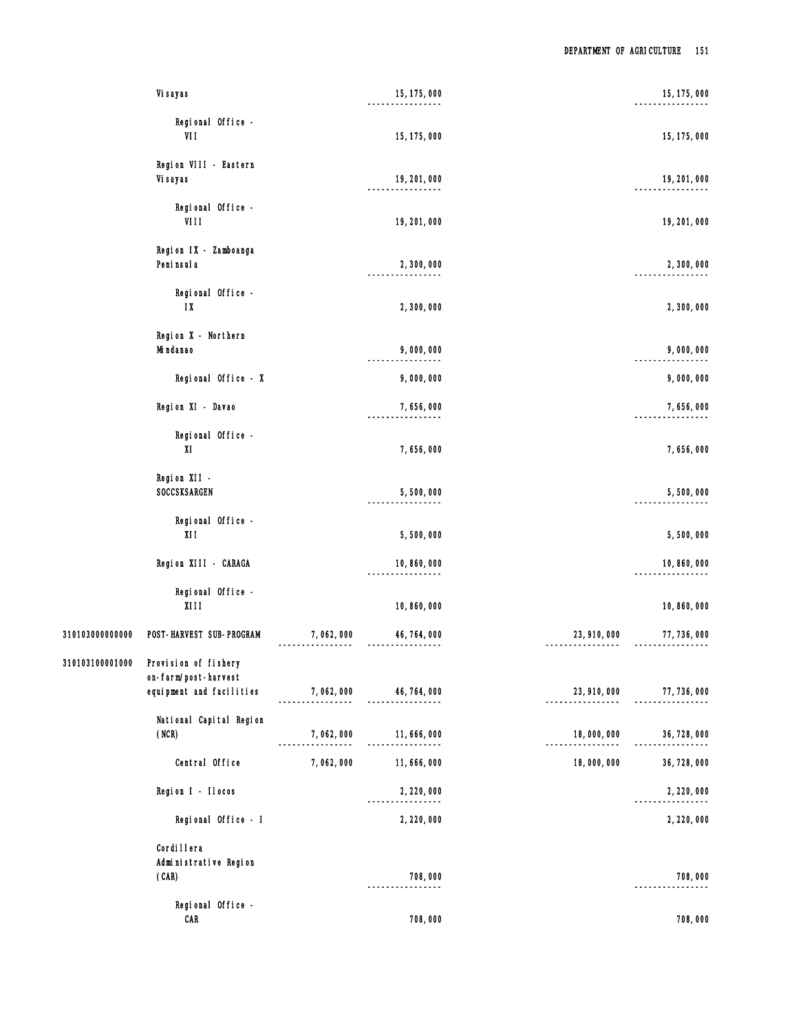| | | | | | |
|---|---|---|---|---|---|
| | Visayas | | 15,175,000 | | 15,175,000 |
| | Regional Office - VII | | 15,175,000 | | 15,175,000 |
| | Region VIII - Eastern Visayas | | 19,201,000 | | 19,201,000 |
| | Regional Office - VIII | | 19,201,000 | | 19,201,000 |
| | Region IX - Zamboanga Peninsula | | 2,300,000 | | 2,300,000 |
| | Regional Office - IX | | 2,300,000 | | 2,300,000 |
| | Region X - Northern Mindanao | | 9,000,000 | | 9,000,000 |
| | Regional Office - X | | 9,000,000 | | 9,000,000 |
| | Region XI - Davao | | 7,656,000 | | 7,656,000 |
| | Regional Office - XI | | 7,656,000 | | 7,656,000 |
| | Region XII - SOCCSKSARGEN | | 5,500,000 | | 5,500,000 |
| | Regional Office - XII | | 5,500,000 | | 5,500,000 |
| | Region XIII - CARAGA | | 10,860,000 | | 10,860,000 |
| | Regional Office - XIII | | 10,860,000 | | 10,860,000 |
| 310103000000000 | POST-HARVEST SUB-PROGRAM | 7,062,000 | 46,764,000 | 23,910,000 | 77,736,000 |
| 310103100001000 | Provision of fishery on-farm/post-harvest equipment and facilities | 7,062,000 | 46,764,000 | 23,910,000 | 77,736,000 |
| | National Capital Region (NCR) | 7,062,000 | 11,666,000 | 18,000,000 | 36,728,000 |
| | Central Office | 7,062,000 | 11,666,000 | 18,000,000 | 36,728,000 |
| | Region I - Ilocos | | 2,220,000 | | 2,220,000 |
| | Regional Office - I | | 2,220,000 | | 2,220,000 |
| | Cordillera Administrative Region (CAR) | | 708,000 | | 708,000 |
| | Regional Office - CAR | | 708,000 | | 708,000 |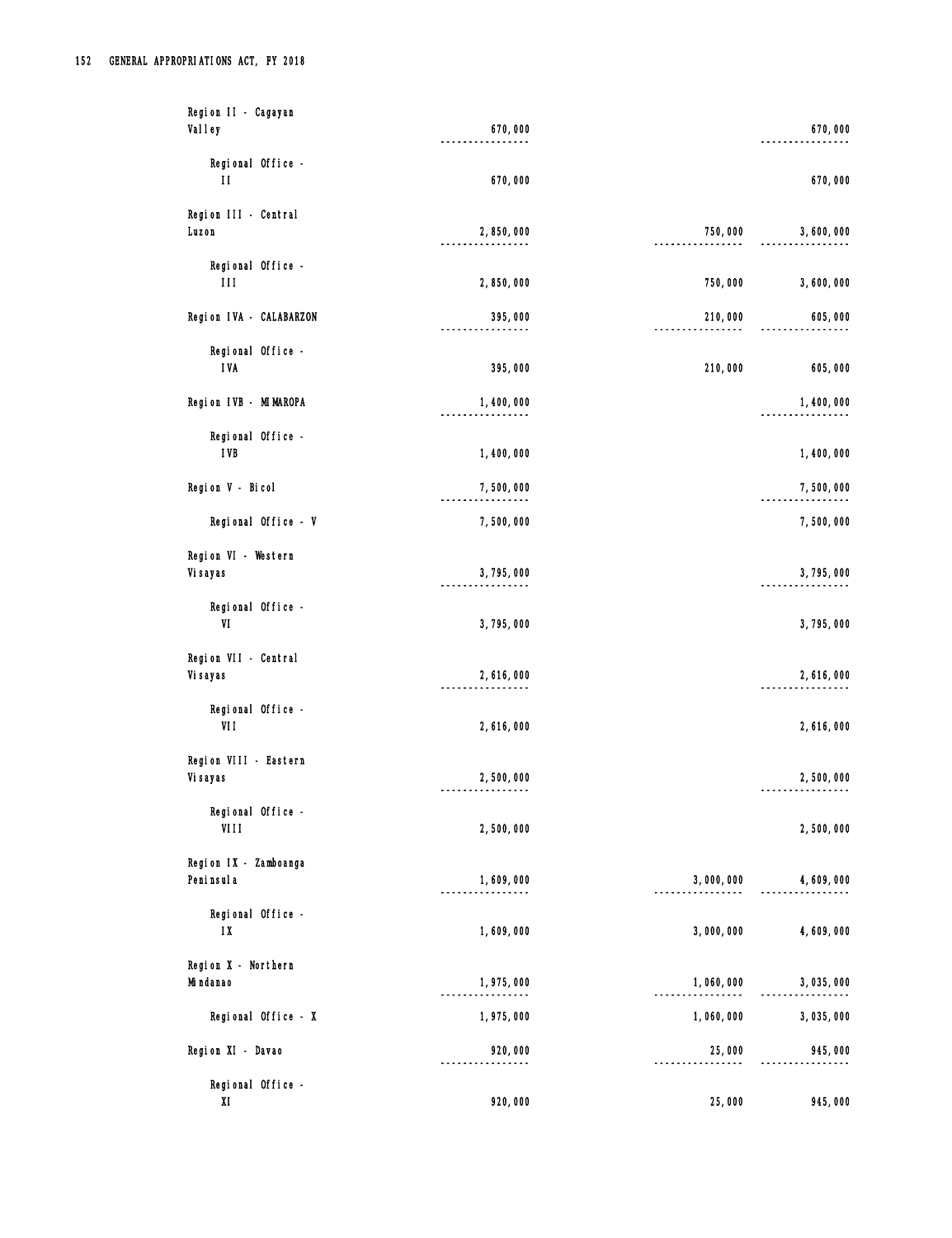| | | | | |
|---|---|---|---|---|
| Region II - Cagayan Valley | 670,000 | | | 670,000 |
| Regional Office - II | 670,000 | | | 670,000 |
| Region III - Central Luzon | 2,850,000 | | 750,000 | 3,600,000 |
| Regional Office - III | 2,850,000 | | 750,000 | 3,600,000 |
| Region IVA - CALABARZON | 395,000 | | 210,000 | 605,000 |
| Regional Office - IVA | 395,000 | | 210,000 | 605,000 |
| Region IVB - MIMAROPA | 1,400,000 | | | 1,400,000 |
| Regional Office - IVB | 1,400,000 | | | 1,400,000 |
| Region V - Bicol | 7,500,000 | | | 7,500,000 |
| Regional Office - V | 7,500,000 | | | 7,500,000 |
| Region VI - Western Visayas | 3,795,000 | | | 3,795,000 |
| Regional Office - VI | 3,795,000 | | | 3,795,000 |
| Region VII - Central Visayas | 2,616,000 | | | 2,616,000 |
| Regional Office - VII | 2,616,000 | | | 2,616,000 |
| Region VIII - Eastern Visayas | 2,500,000 | | | 2,500,000 |
| Regional Office - VIII | 2,500,000 | | | 2,500,000 |
| Region IX - Zamboanga Peninsula | 1,609,000 | | 3,000,000 | 4,609,000 |
| Regional Office - IX | 1,609,000 | | 3,000,000 | 4,609,000 |
| Region X - Northern Mindanao | 1,975,000 | | 1,060,000 | 3,035,000 |
| Regional Office - X | 1,975,000 | | 1,060,000 | 3,035,000 |
| Region XI - Davao | 920,000 | | 25,000 | 945,000 |
| Regional Office - XI | 920,000 | | 25,000 | 945,000 |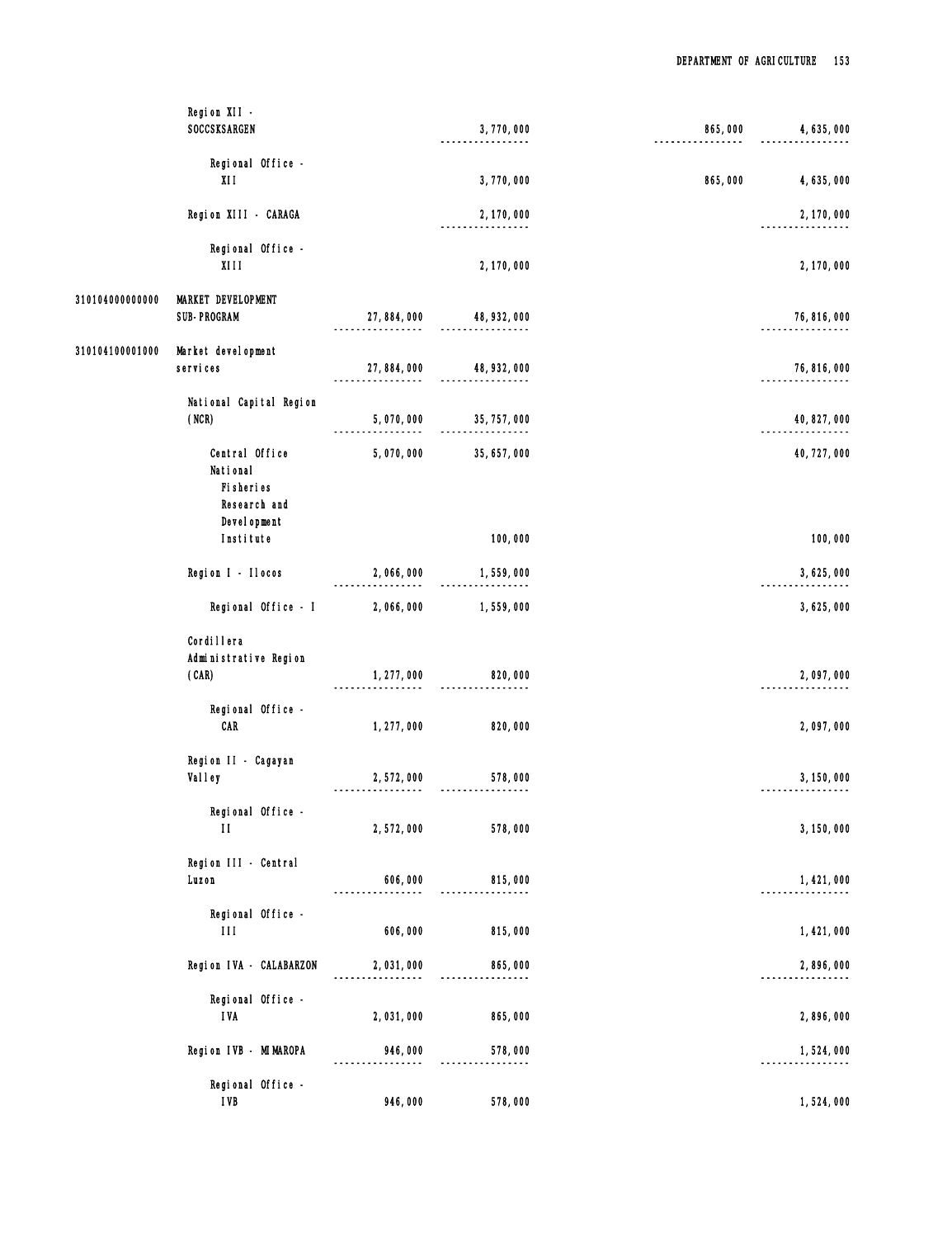| Code | Particulars | | | | |
|---|---|---|---|---|---|
| | Region XII - SOCCSKSARGEN | | 3,770,000 | 865,000 | 4,635,000 |
| | Regional Office - XII | | 3,770,000 | 865,000 | 4,635,000 |
| | Region XIII - CARAGA | | 2,170,000 | | 2,170,000 |
| | Regional Office - XIII | | 2,170,000 | | 2,170,000 |
| 310104000000000 | MARKET DEVELOPMENT SUB-PROGRAM | 27,884,000 | 48,932,000 | | 76,816,000 |
| 310104100001000 | Market development services | 27,884,000 | 48,932,000 | | 76,816,000 |
| | National Capital Region (NCR) | 5,070,000 | 35,757,000 | | 40,827,000 |
| | Central Office | 5,070,000 | 35,657,000 | | 40,727,000 |
| | National Fisheries Research and Development Institute | | 100,000 | | 100,000 |
| | Region I - Ilocos | 2,066,000 | 1,559,000 | | 3,625,000 |
| | Regional Office - I | 2,066,000 | 1,559,000 | | 3,625,000 |
| | Cordillera Administrative Region (CAR) | 1,277,000 | 820,000 | | 2,097,000 |
| | Regional Office - CAR | 1,277,000 | 820,000 | | 2,097,000 |
| | Region II - Cagayan Valley | 2,572,000 | 578,000 | | 3,150,000 |
| | Regional Office - II | 2,572,000 | 578,000 | | 3,150,000 |
| | Region III - Central Luzon | 606,000 | 815,000 | | 1,421,000 |
| | Regional Office - III | 606,000 | 815,000 | | 1,421,000 |
| | Region IVA - CALABARZON | 2,031,000 | 865,000 | | 2,896,000 |
| | Regional Office - IVA | 2,031,000 | 865,000 | | 2,896,000 |
| | Region IVB - MIMAROPA | 946,000 | 578,000 | | 1,524,000 |
| | Regional Office - IVB | 946,000 | 578,000 | | 1,524,000 |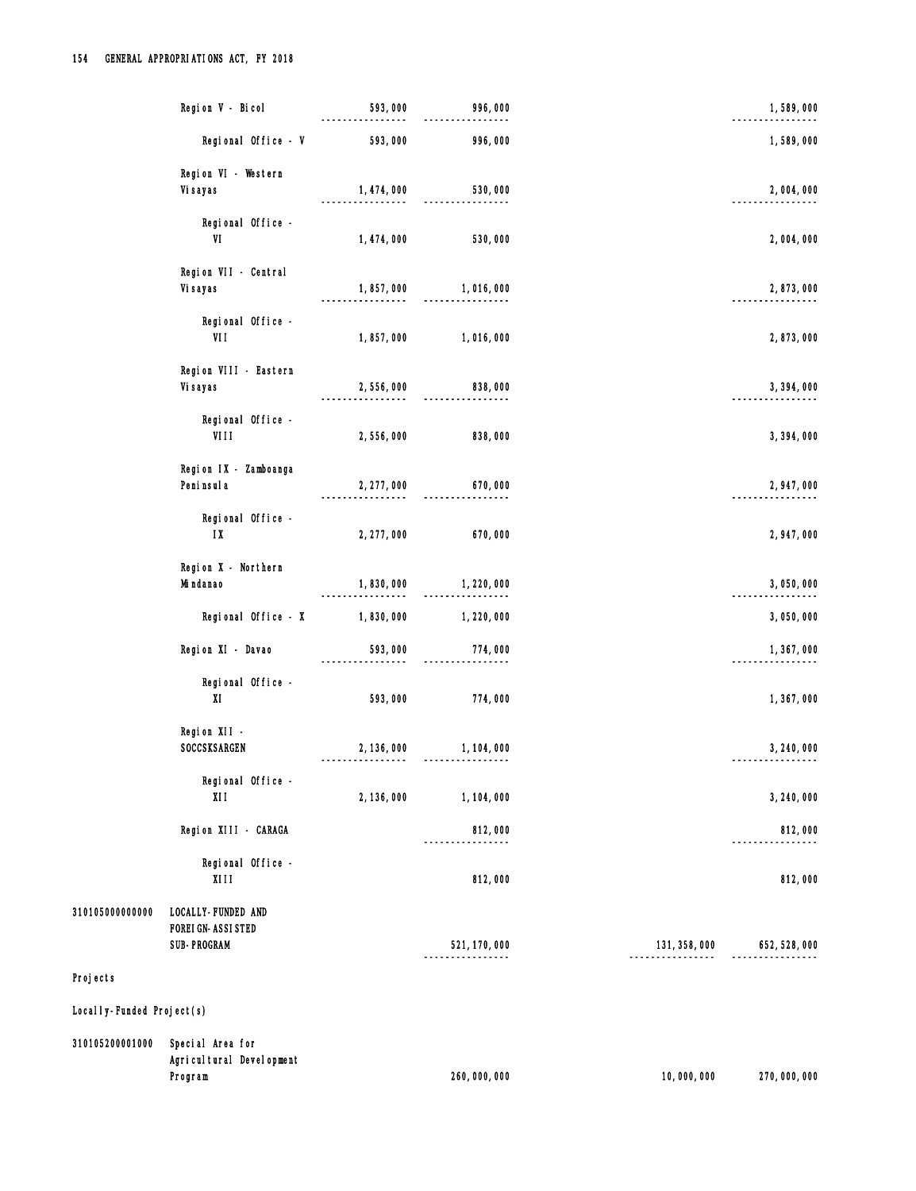| Code | Particulars | PS | MOOE | CO | Total |
|---|---|---|---|---|---|
| | Region V - Bicol | 593,000 | 996,000 | | 1,589,000 |
| | Regional Office - V | 593,000 | 996,000 | | 1,589,000 |
| | Region VI - Western Visayas | 1,474,000 | 530,000 | | 2,004,000 |
| | Regional Office - VI | 1,474,000 | 530,000 | | 2,004,000 |
| | Region VII - Central Visayas | 1,857,000 | 1,016,000 | | 2,873,000 |
| | Regional Office - VII | 1,857,000 | 1,016,000 | | 2,873,000 |
| | Region VIII - Eastern Visayas | 2,556,000 | 838,000 | | 3,394,000 |
| | Regional Office - VIII | 2,556,000 | 838,000 | | 3,394,000 |
| | Region IX - Zamboanga Peninsula | 2,277,000 | 670,000 | | 2,947,000 |
| | Regional Office - IX | 2,277,000 | 670,000 | | 2,947,000 |
| | Region X - Northern Mindanao | 1,830,000 | 1,220,000 | | 3,050,000 |
| | Regional Office - X | 1,830,000 | 1,220,000 | | 3,050,000 |
| | Region XI - Davao | 593,000 | 774,000 | | 1,367,000 |
| | Regional Office - XI | 593,000 | 774,000 | | 1,367,000 |
| | Region XII - SOCCSKSARGEN | 2,136,000 | 1,104,000 | | 3,240,000 |
| | Regional Office - XII | 2,136,000 | 1,104,000 | | 3,240,000 |
| | Region XIII - CARAGA | | 812,000 | | 812,000 |
| | Regional Office - XIII | | 812,000 | | 812,000 |
| 310105000000000 | LOCALLY-FUNDED AND FOREIGN-ASSISTED SUB-PROGRAM | | 521,170,000 | 131,358,000 | 652,528,000 |

Projects

Locally-Funded Project(s)

| Code | Particulars | PS | MOOE | CO | Total |
|---|---|---|---|---|---|
| 310105200001000 | Special Area for Agricultural Development Program | | 260,000,000 | 10,000,000 | 270,000,000 |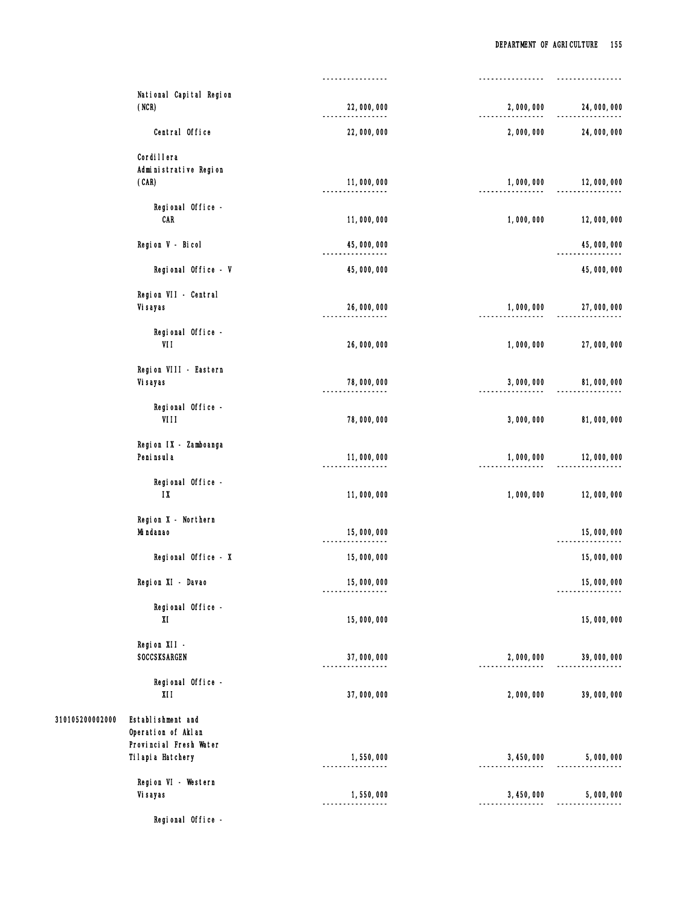| | | | | |
|---|---|---|---|---|
| | National Capital Region (NCR) | 22,000,000 | 2,000,000 | 24,000,000 |
| | Central Office | 22,000,000 | 2,000,000 | 24,000,000 |
| | Cordillera Administrative Region (CAR) | 11,000,000 | 1,000,000 | 12,000,000 |
| | Regional Office - CAR | 11,000,000 | 1,000,000 | 12,000,000 |
| | Region V - Bicol | 45,000,000 | | 45,000,000 |
| | Regional Office - V | 45,000,000 | | 45,000,000 |
| | Region VII - Central Visayas | 26,000,000 | 1,000,000 | 27,000,000 |
| | Regional Office - VII | 26,000,000 | 1,000,000 | 27,000,000 |
| | Region VIII - Eastern Visayas | 78,000,000 | 3,000,000 | 81,000,000 |
| | Regional Office - VIII | 78,000,000 | 3,000,000 | 81,000,000 |
| | Region IX - Zamboanga Peninsula | 11,000,000 | 1,000,000 | 12,000,000 |
| | Regional Office - IX | 11,000,000 | 1,000,000 | 12,000,000 |
| | Region X - Northern Mindanao | 15,000,000 | | 15,000,000 |
| | Regional Office - X | 15,000,000 | | 15,000,000 |
| | Region XI - Davao | 15,000,000 | | 15,000,000 |
| | Regional Office - XI | 15,000,000 | | 15,000,000 |
| | Region XII - SOCCSKSARGEN | 37,000,000 | 2,000,000 | 39,000,000 |
| | Regional Office - XII | 37,000,000 | 2,000,000 | 39,000,000 |
| 310105200002000 | Establishment and Operation of Aklan Provincial Fresh Water Tilapia Hatchery | 1,550,000 | 3,450,000 | 5,000,000 |
| | Region VI - Western Visayas | 1,550,000 | 3,450,000 | 5,000,000 |
| | Regional Office - | | | |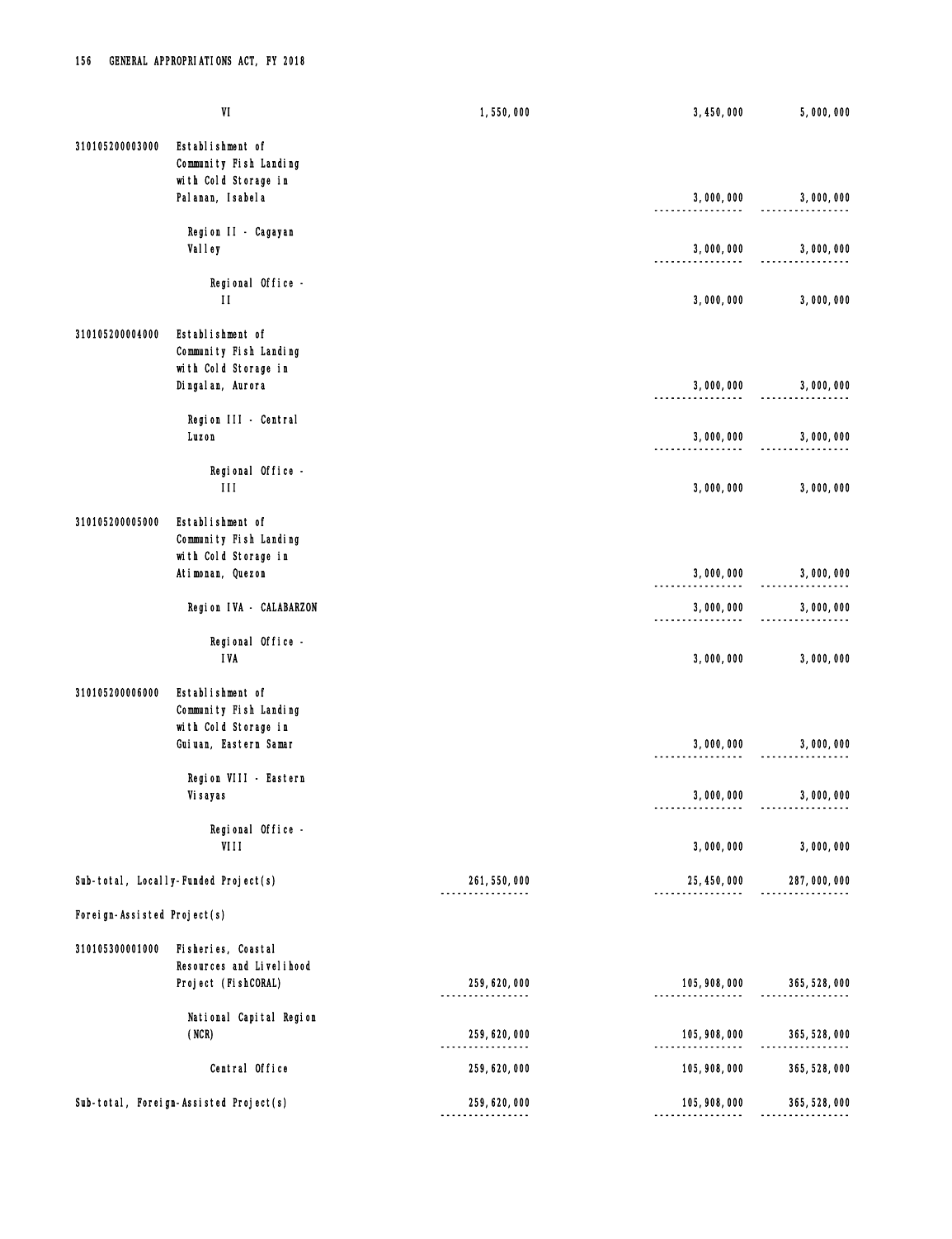| | | | | |
|---|---|---|---|---|
| | VI | 1,550,000 | 3,450,000 | 5,000,000 |
| 310105200003000 | Establishment of Community Fish Landing with Cold Storage in Palanan, Isabela | | 3,000,000 | 3,000,000 |
| | Region II - Cagayan Valley | | 3,000,000 | 3,000,000 |
| | Regional Office - II | | 3,000,000 | 3,000,000 |
| 310105200004000 | Establishment of Community Fish Landing with Cold Storage in Dingalan, Aurora | | 3,000,000 | 3,000,000 |
| | Region III - Central Luzon | | 3,000,000 | 3,000,000 |
| | Regional Office - III | | 3,000,000 | 3,000,000 |
| 310105200005000 | Establishment of Community Fish Landing with Cold Storage in Atimonan, Quezon | | 3,000,000 | 3,000,000 |
| | Region IVA - CALABARZON | | 3,000,000 | 3,000,000 |
| | Regional Office - IVA | | 3,000,000 | 3,000,000 |
| 310105200006000 | Establishment of Community Fish Landing with Cold Storage in Guiuan, Eastern Samar | | 3,000,000 | 3,000,000 |
| | Region VIII - Eastern Visayas | | 3,000,000 | 3,000,000 |
| | Regional Office - VIII | | 3,000,000 | 3,000,000 |
| Sub-total, Locally-Funded Project(s) | | 261,550,000 | 25,450,000 | 287,000,000 |
| Foreign-Assisted Project(s) | | | | |
| 310105300001000 | Fisheries, Coastal Resources and Livelihood Project (FishCORAL) | 259,620,000 | 105,908,000 | 365,528,000 |
| | National Capital Region (NCR) | 259,620,000 | 105,908,000 | 365,528,000 |
| | Central Office | 259,620,000 | 105,908,000 | 365,528,000 |
| Sub-total, Foreign-Assisted Project(s) | | 259,620,000 | 105,908,000 | 365,528,000 |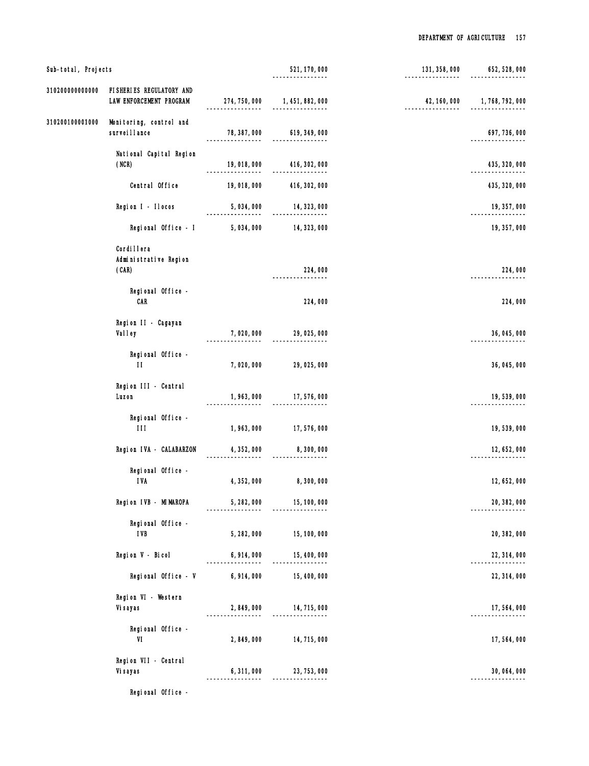| | | | | | |
|---|---|---|---|---|---|
| Sub-total, Projects | | | 521,170,000 | 131,358,000 | 652,528,000 |
| 310200000000000 | FISHERIES REGULATORY AND LAW ENFORCEMENT PROGRAM | 274,750,000 | 1,451,882,000 | 42,160,000 | 1,768,792,000 |
| 310200100001000 | Monitoring, control and surveillance | 78,387,000 | 619,349,000 | | 697,736,000 |
| | National Capital Region (NCR) | 19,018,000 | 416,302,000 | | 435,320,000 |
| | Central Office | 19,018,000 | 416,302,000 | | 435,320,000 |
| | Region I - Ilocos | 5,034,000 | 14,323,000 | | 19,357,000 |
| | Regional Office - I | 5,034,000 | 14,323,000 | | 19,357,000 |
| | Cordillera Administrative Region (CAR) | | 224,000 | | 224,000 |
| | Regional Office - CAR | | 224,000 | | 224,000 |
| | Region II - Cagayan Valley | 7,020,000 | 29,025,000 | | 36,045,000 |
| | Regional Office - II | 7,020,000 | 29,025,000 | | 36,045,000 |
| | Region III - Central Luzon | 1,963,000 | 17,576,000 | | 19,539,000 |
| | Regional Office - III | 1,963,000 | 17,576,000 | | 19,539,000 |
| | Region IVA - CALABARZON | 4,352,000 | 8,300,000 | | 12,652,000 |
| | Regional Office - IVA | 4,352,000 | 8,300,000 | | 12,652,000 |
| | Region IVB - MIMAROPA | 5,282,000 | 15,100,000 | | 20,382,000 |
| | Regional Office - IVB | 5,282,000 | 15,100,000 | | 20,382,000 |
| | Region V - Bicol | 6,914,000 | 15,400,000 | | 22,314,000 |
| | Regional Office - V | 6,914,000 | 15,400,000 | | 22,314,000 |
| | Region VI - Western Visayas | 2,849,000 | 14,715,000 | | 17,564,000 |
| | Regional Office - VI | 2,849,000 | 14,715,000 | | 17,564,000 |
| | Region VII - Central Visayas | 6,311,000 | 23,753,000 | | 30,064,000 |
| | Regional Office - | | | | |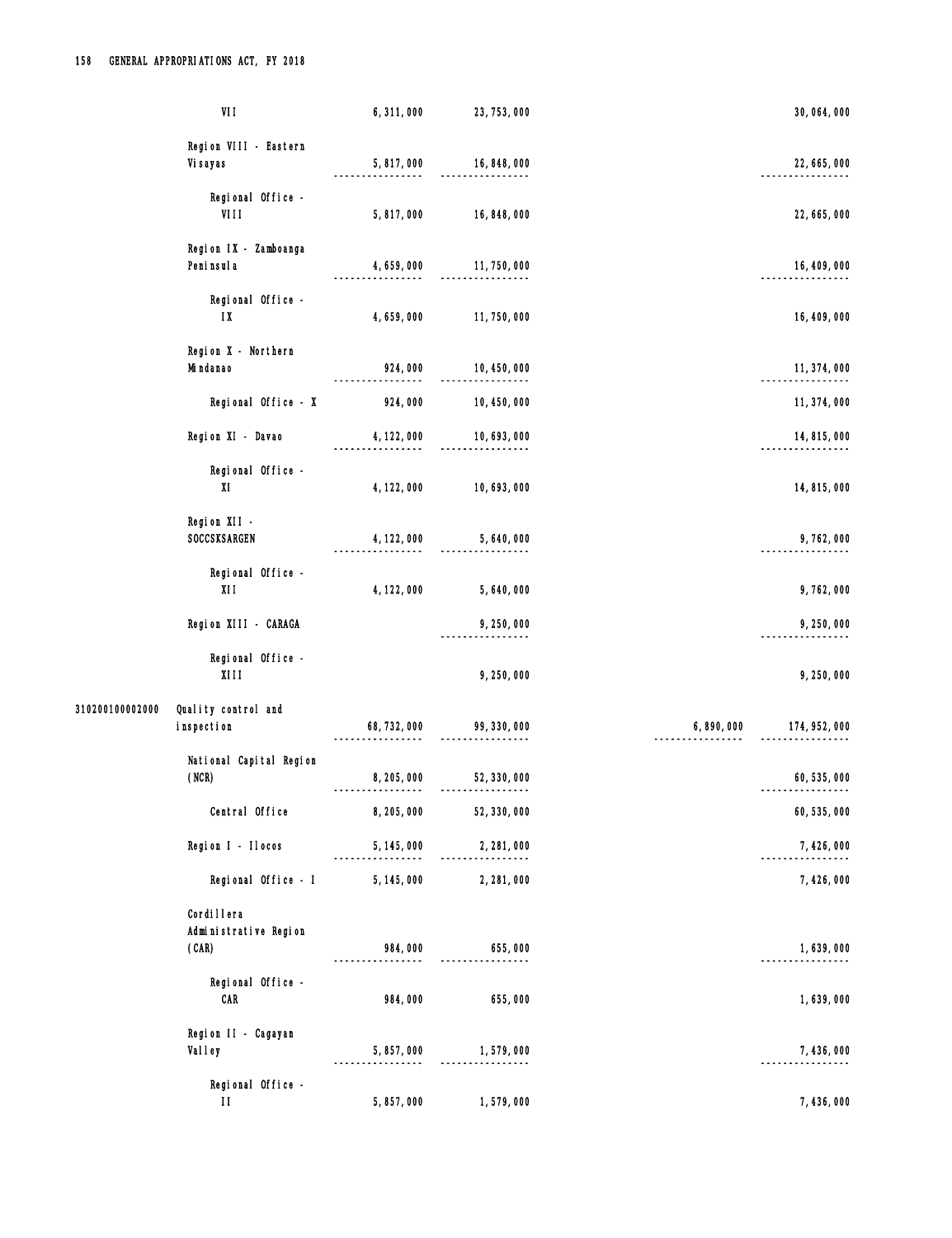| | | | | | |
|---|---|---|---|---|---|
| | VII | 6,311,000 | 23,753,000 | | 30,064,000 |
| | Region VIII - Eastern Visayas | 5,817,000 | 16,848,000 | | 22,665,000 |
| | Regional Office - VIII | 5,817,000 | 16,848,000 | | 22,665,000 |
| | Region IX - Zamboanga Peninsula | 4,659,000 | 11,750,000 | | 16,409,000 |
| | Regional Office - IX | 4,659,000 | 11,750,000 | | 16,409,000 |
| | Region X - Northern Mindanao | 924,000 | 10,450,000 | | 11,374,000 |
| | Regional Office - X | 924,000 | 10,450,000 | | 11,374,000 |
| | Region XI - Davao | 4,122,000 | 10,693,000 | | 14,815,000 |
| | Regional Office - XI | 4,122,000 | 10,693,000 | | 14,815,000 |
| | Region XII - SOCCSKSARGEN | 4,122,000 | 5,640,000 | | 9,762,000 |
| | Regional Office - XII | 4,122,000 | 5,640,000 | | 9,762,000 |
| | Region XIII - CARAGA | | 9,250,000 | | 9,250,000 |
| | Regional Office - XIII | | 9,250,000 | | 9,250,000 |
| 310200100002000 | Quality control and inspection | 68,732,000 | 99,330,000 | 6,890,000 | 174,952,000 |
| | National Capital Region (NCR) | 8,205,000 | 52,330,000 | | 60,535,000 |
| | Central Office | 8,205,000 | 52,330,000 | | 60,535,000 |
| | Region I - Ilocos | 5,145,000 | 2,281,000 | | 7,426,000 |
| | Regional Office - I | 5,145,000 | 2,281,000 | | 7,426,000 |
| | Cordillera Administrative Region (CAR) | 984,000 | 655,000 | | 1,639,000 |
| | Regional Office - CAR | 984,000 | 655,000 | | 1,639,000 |
| | Region II - Cagayan Valley | 5,857,000 | 1,579,000 | | 7,436,000 |
| | Regional Office - II | 5,857,000 | 1,579,000 | | 7,436,000 |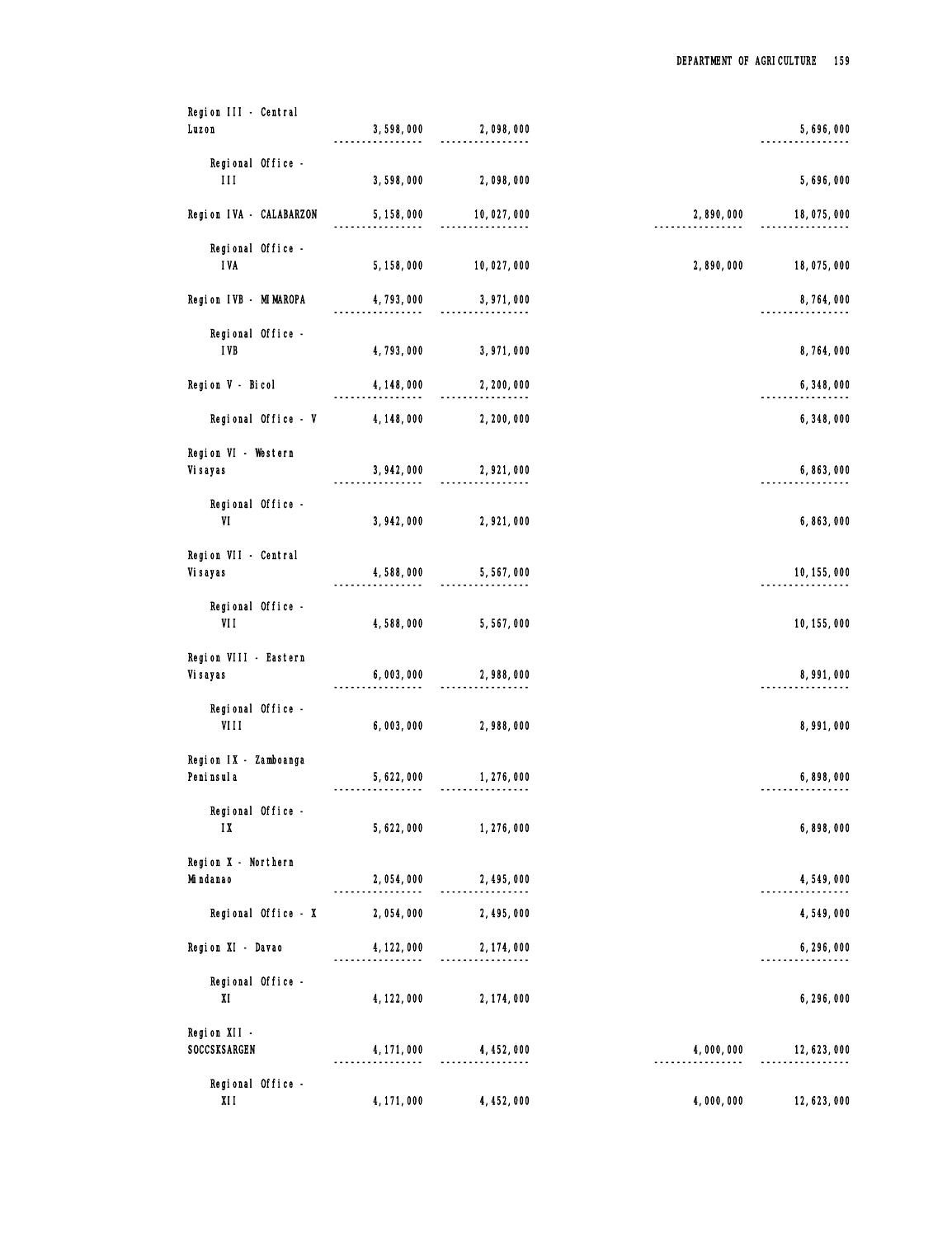| | | | | |
|---|---|---|---|---|
| Region III - Central Luzon | 3,598,000 | 2,098,000 | | 5,696,000 |
| Regional Office - III | 3,598,000 | 2,098,000 | | 5,696,000 |
| Region IVA - CALABARZON | 5,158,000 | 10,027,000 | 2,890,000 | 18,075,000 |
| Regional Office - IVA | 5,158,000 | 10,027,000 | 2,890,000 | 18,075,000 |
| Region IVB - MIMAROPA | 4,793,000 | 3,971,000 | | 8,764,000 |
| Regional Office - IVB | 4,793,000 | 3,971,000 | | 8,764,000 |
| Region V - Bicol | 4,148,000 | 2,200,000 | | 6,348,000 |
| Regional Office - V | 4,148,000 | 2,200,000 | | 6,348,000 |
| Region VI - Western Visayas | 3,942,000 | 2,921,000 | | 6,863,000 |
| Regional Office - VI | 3,942,000 | 2,921,000 | | 6,863,000 |
| Region VII - Central Visayas | 4,588,000 | 5,567,000 | | 10,155,000 |
| Regional Office - VII | 4,588,000 | 5,567,000 | | 10,155,000 |
| Region VIII - Eastern Visayas | 6,003,000 | 2,988,000 | | 8,991,000 |
| Regional Office - VIII | 6,003,000 | 2,988,000 | | 8,991,000 |
| Region IX - Zamboanga Peninsula | 5,622,000 | 1,276,000 | | 6,898,000 |
| Regional Office - IX | 5,622,000 | 1,276,000 | | 6,898,000 |
| Region X - Northern Mindanao | 2,054,000 | 2,495,000 | | 4,549,000 |
| Regional Office - X | 2,054,000 | 2,495,000 | | 4,549,000 |
| Region XI - Davao | 4,122,000 | 2,174,000 | | 6,296,000 |
| Regional Office - XI | 4,122,000 | 2,174,000 | | 6,296,000 |
| Region XII - SOCCSKSARGEN | 4,171,000 | 4,452,000 | 4,000,000 | 12,623,000 |
| Regional Office - XII | 4,171,000 | 4,452,000 | 4,000,000 | 12,623,000 |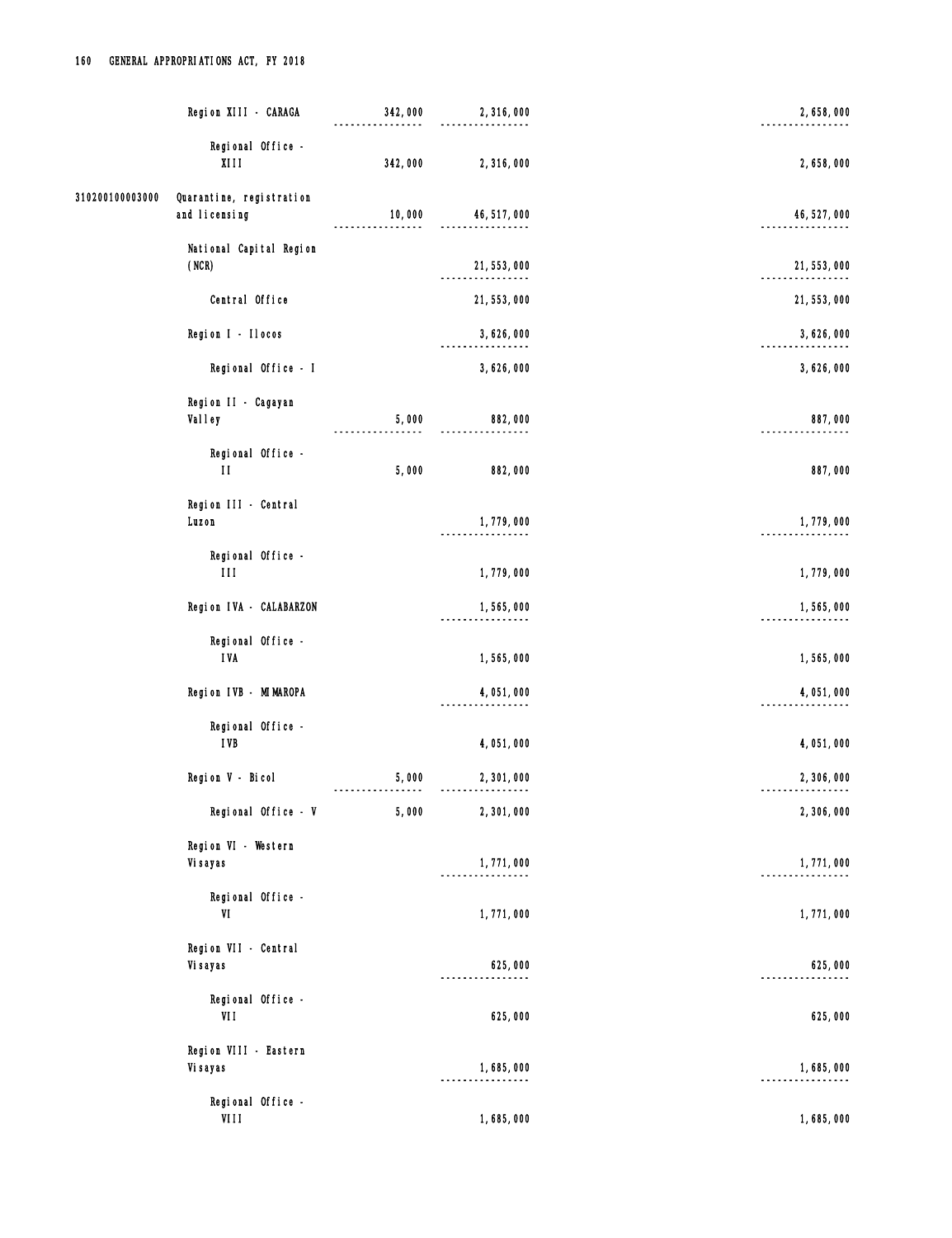| | | | | | |
|---|---|---|---|---|---|
| | Region XIII - CARAGA | 342,000 | 2,316,000 | | 2,658,000 |
| | Regional Office - XIII | 342,000 | 2,316,000 | | 2,658,000 |
| 310200100003000 | Quarantine, registration and licensing | 10,000 | 46,517,000 | | 46,527,000 |
| | National Capital Region (NCR) | | 21,553,000 | | 21,553,000 |
| | Central Office | | 21,553,000 | | 21,553,000 |
| | Region I - Ilocos | | 3,626,000 | | 3,626,000 |
| | Regional Office - I | | 3,626,000 | | 3,626,000 |
| | Region II - Cagayan Valley | 5,000 | 882,000 | | 887,000 |
| | Regional Office - II | 5,000 | 882,000 | | 887,000 |
| | Region III - Central Luzon | | 1,779,000 | | 1,779,000 |
| | Regional Office - III | | 1,779,000 | | 1,779,000 |
| | Region IVA - CALABARZON | | 1,565,000 | | 1,565,000 |
| | Regional Office - IVA | | 1,565,000 | | 1,565,000 |
| | Region IVB - MIMAROPA | | 4,051,000 | | 4,051,000 |
| | Regional Office - IVB | | 4,051,000 | | 4,051,000 |
| | Region V - Bicol | 5,000 | 2,301,000 | | 2,306,000 |
| | Regional Office - V | 5,000 | 2,301,000 | | 2,306,000 |
| | Region VI - Western Visayas | | 1,771,000 | | 1,771,000 |
| | Regional Office - VI | | 1,771,000 | | 1,771,000 |
| | Region VII - Central Visayas | | 625,000 | | 625,000 |
| | Regional Office - VII | | 625,000 | | 625,000 |
| | Region VIII - Eastern Visayas | | 1,685,000 | | 1,685,000 |
| | Regional Office - VIII | | 1,685,000 | | 1,685,000 |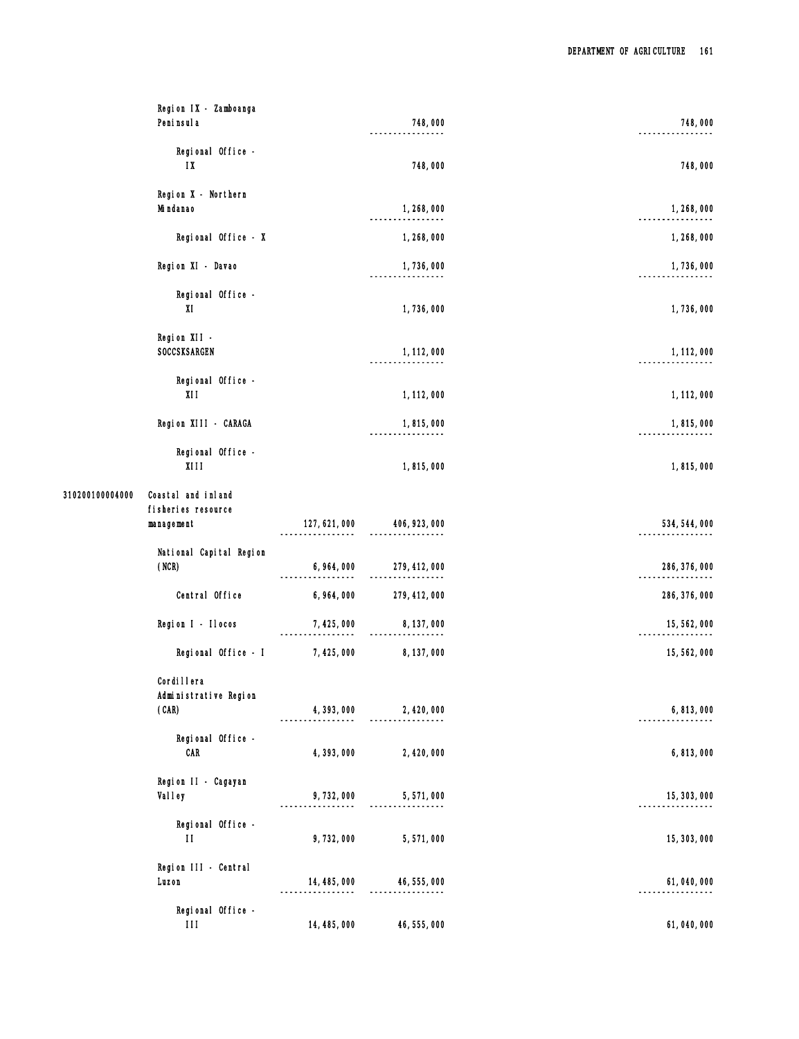| | | | | | |
|---|---|---|---|---|---|
| | Region IX - Zamboanga Peninsula | | 748,000 | | 748,000 |
| | Regional Office - IX | | 748,000 | | 748,000 |
| | Region X - Northern Mindanao | | 1,268,000 | | 1,268,000 |
| | Regional Office - X | | 1,268,000 | | 1,268,000 |
| | Region XI - Davao | | 1,736,000 | | 1,736,000 |
| | Regional Office - XI | | 1,736,000 | | 1,736,000 |
| | Region XII - SOCCSKSARGEN | | 1,112,000 | | 1,112,000 |
| | Regional Office - XII | | 1,112,000 | | 1,112,000 |
| | Region XIII - CARAGA | | 1,815,000 | | 1,815,000 |
| | Regional Office - XIII | | 1,815,000 | | 1,815,000 |
| 310200100004000 | Coastal and inland fisheries resource management | 127,621,000 | 406,923,000 | | 534,544,000 |
| | National Capital Region (NCR) | 6,964,000 | 279,412,000 | | 286,376,000 |
| | Central Office | 6,964,000 | 279,412,000 | | 286,376,000 |
| | Region I - Ilocos | 7,425,000 | 8,137,000 | | 15,562,000 |
| | Regional Office - I | 7,425,000 | 8,137,000 | | 15,562,000 |
| | Cordillera Administrative Region (CAR) | 4,393,000 | 2,420,000 | | 6,813,000 |
| | Regional Office - CAR | 4,393,000 | 2,420,000 | | 6,813,000 |
| | Region II - Cagayan Valley | 9,732,000 | 5,571,000 | | 15,303,000 |
| | Regional Office - II | 9,732,000 | 5,571,000 | | 15,303,000 |
| | Region III - Central Luzon | 14,485,000 | 46,555,000 | | 61,040,000 |
| | Regional Office - III | 14,485,000 | 46,555,000 | | 61,040,000 |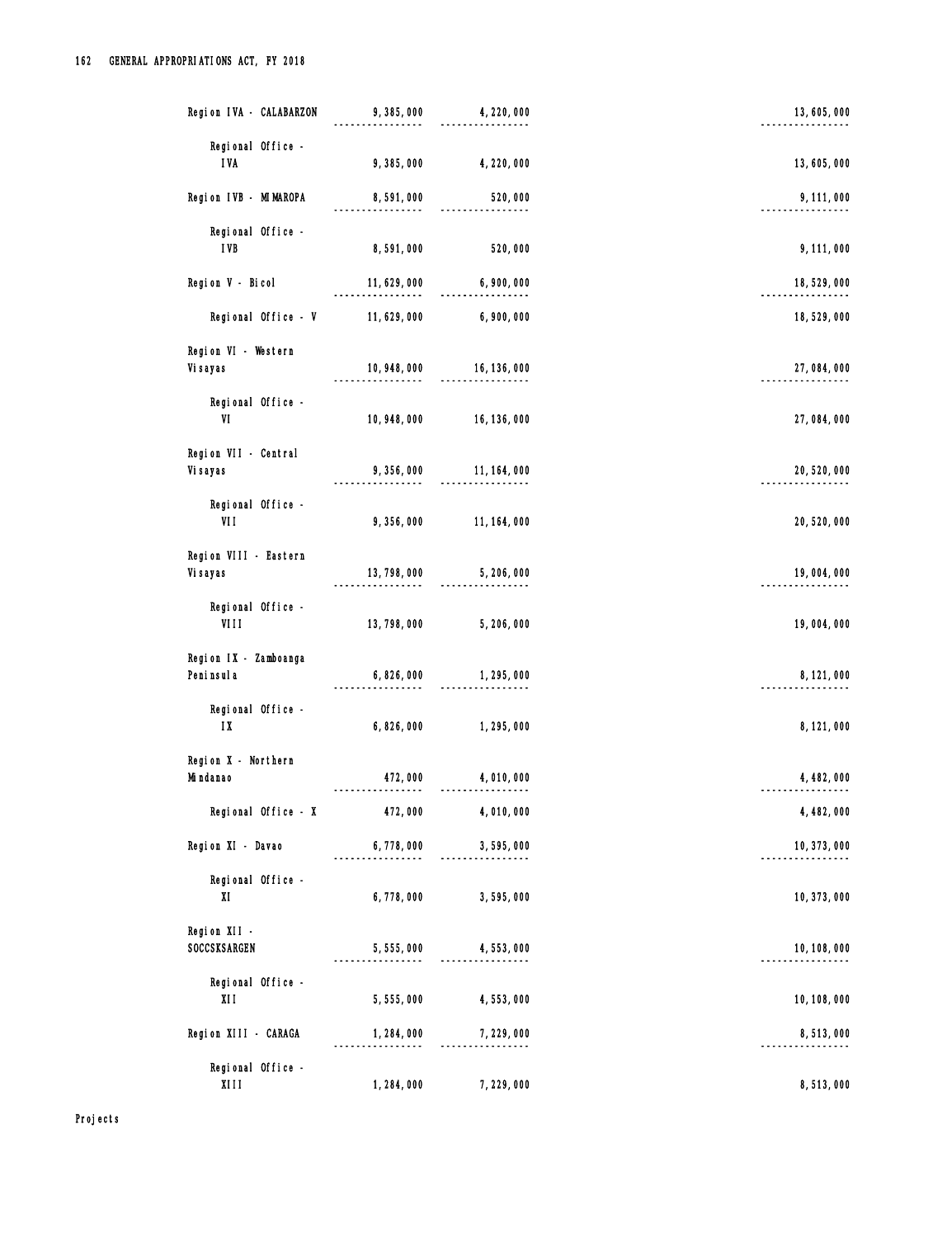| | | | |
|---|---|---|---|
| Region IVA - CALABARZON | 9,385,000 | 4,220,000 | 13,605,000 |
| Regional Office - IVA | 9,385,000 | 4,220,000 | 13,605,000 |
| Region IVB - MIMAROPA | 8,591,000 | 520,000 | 9,111,000 |
| Regional Office - IVB | 8,591,000 | 520,000 | 9,111,000 |
| Region V - Bicol | 11,629,000 | 6,900,000 | 18,529,000 |
| Regional Office - V | 11,629,000 | 6,900,000 | 18,529,000 |
| Region VI - Western Visayas | 10,948,000 | 16,136,000 | 27,084,000 |
| Regional Office - VI | 10,948,000 | 16,136,000 | 27,084,000 |
| Region VII - Central Visayas | 9,356,000 | 11,164,000 | 20,520,000 |
| Regional Office - VII | 9,356,000 | 11,164,000 | 20,520,000 |
| Region VIII - Eastern Visayas | 13,798,000 | 5,206,000 | 19,004,000 |
| Regional Office - VIII | 13,798,000 | 5,206,000 | 19,004,000 |
| Region IX - Zamboanga Peninsula | 6,826,000 | 1,295,000 | 8,121,000 |
| Regional Office - IX | 6,826,000 | 1,295,000 | 8,121,000 |
| Region X - Northern Mindanao | 472,000 | 4,010,000 | 4,482,000 |
| Regional Office - X | 472,000 | 4,010,000 | 4,482,000 |
| Region XI - Davao | 6,778,000 | 3,595,000 | 10,373,000 |
| Regional Office - XI | 6,778,000 | 3,595,000 | 10,373,000 |
| Region XII - SOCCSKSARGEN | 5,555,000 | 4,553,000 | 10,108,000 |
| Regional Office - XII | 5,555,000 | 4,553,000 | 10,108,000 |
| Region XIII - CARAGA | 1,284,000 | 7,229,000 | 8,513,000 |
| Regional Office - XIII | 1,284,000 | 7,229,000 | 8,513,000 |

Projects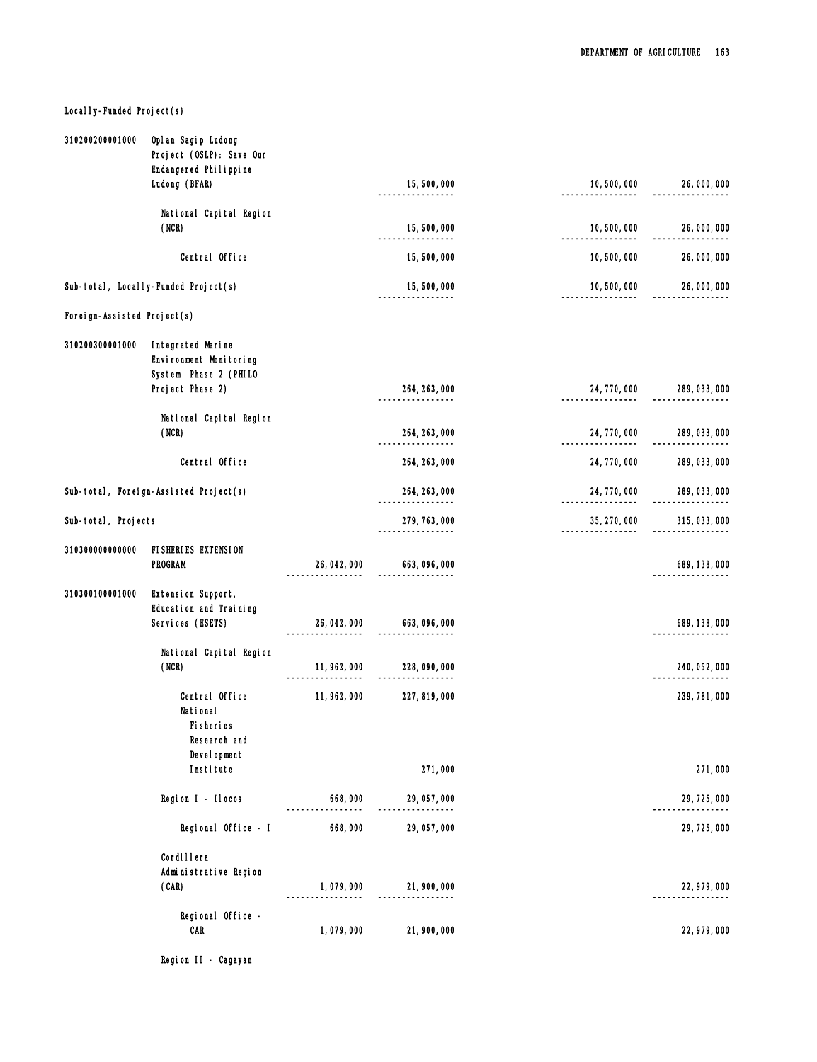Locally-Funded Project(s)

| Code | Particulars | | | | |
|---|---|---|---|---|---|
| 310200200001000 | Oplan Sagip Ludong Project (OSLP): Save Our Endangered Philippine Ludong (BFAR) | | 15,500,000 | 10,500,000 | 26,000,000 |
| | National Capital Region (NCR) | | 15,500,000 | 10,500,000 | 26,000,000 |
| | Central Office | | 15,500,000 | 10,500,000 | 26,000,000 |
| | Sub-total, Locally-Funded Project(s) | | 15,500,000 | 10,500,000 | 26,000,000 |
| | **Foreign-Assisted Project(s)** | | | | |
| 310200300001000 | Integrated Marine Environment Monitoring System Phase 2 (PHILO Project Phase 2) | | 264,263,000 | 24,770,000 | 289,033,000 |
| | National Capital Region (NCR) | | 264,263,000 | 24,770,000 | 289,033,000 |
| | Central Office | | 264,263,000 | 24,770,000 | 289,033,000 |
| | Sub-total, Foreign-Assisted Project(s) | | 264,263,000 | 24,770,000 | 289,033,000 |
| | Sub-total, Projects | | 279,763,000 | 35,270,000 | 315,033,000 |
| 310300000000000 | FISHERIES EXTENSION PROGRAM | 26,042,000 | 663,096,000 | | 689,138,000 |
| 310300100001000 | Extension Support, Education and Training Services (ESETS) | 26,042,000 | 663,096,000 | | 689,138,000 |
| | National Capital Region (NCR) | 11,962,000 | 228,090,000 | | 240,052,000 |
| | Central Office | 11,962,000 | 227,819,000 | | 239,781,000 |
| | National Fisheries Research and Development Institute | | 271,000 | | 271,000 |
| | Region I - Ilocos | 668,000 | 29,057,000 | | 29,725,000 |
| | Regional Office - I | 668,000 | 29,057,000 | | 29,725,000 |
| | Cordillera Administrative Region (CAR) | 1,079,000 | 21,900,000 | | 22,979,000 |
| | Regional Office - CAR | 1,079,000 | 21,900,000 | | 22,979,000 |
| | Region II - Cagayan | | | | |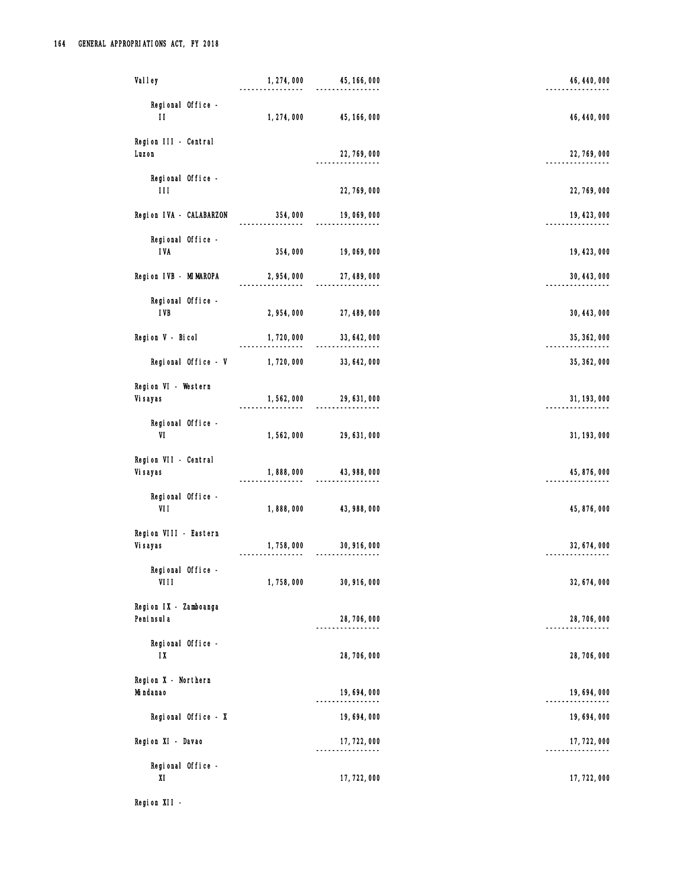| | | | |
|---|---|---|---|
| Valley | 1,274,000 | 45,166,000 | 46,440,000 |
| Regional Office - II | 1,274,000 | 45,166,000 | 46,440,000 |
| Region III - Central Luzon | | 22,769,000 | 22,769,000 |
| Regional Office - III | | 22,769,000 | 22,769,000 |
| Region IVA - CALABARZON | 354,000 | 19,069,000 | 19,423,000 |
| Regional Office - IVA | 354,000 | 19,069,000 | 19,423,000 |
| Region IVB - MIMAROPA | 2,954,000 | 27,489,000 | 30,443,000 |
| Regional Office - IVB | 2,954,000 | 27,489,000 | 30,443,000 |
| Region V - Bicol | 1,720,000 | 33,642,000 | 35,362,000 |
| Regional Office - V | 1,720,000 | 33,642,000 | 35,362,000 |
| Region VI - Western Visayas | 1,562,000 | 29,631,000 | 31,193,000 |
| Regional Office - VI | 1,562,000 | 29,631,000 | 31,193,000 |
| Region VII - Central Visayas | 1,888,000 | 43,988,000 | 45,876,000 |
| Regional Office - VII | 1,888,000 | 43,988,000 | 45,876,000 |
| Region VIII - Eastern Visayas | 1,758,000 | 30,916,000 | 32,674,000 |
| Regional Office - VIII | 1,758,000 | 30,916,000 | 32,674,000 |
| Region IX - Zamboanga Peninsula | | 28,706,000 | 28,706,000 |
| Regional Office - IX | | 28,706,000 | 28,706,000 |
| Region X - Northern Mindanao | | 19,694,000 | 19,694,000 |
| Regional Office - X | | 19,694,000 | 19,694,000 |
| Region XI - Davao | | 17,722,000 | 17,722,000 |
| Regional Office - XI | | 17,722,000 | 17,722,000 |
| Region XII - | | | |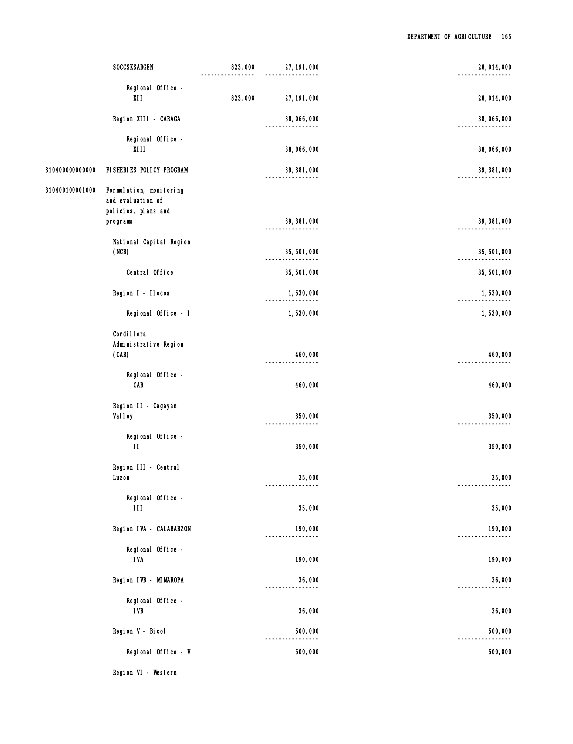| Code | Particulars | | | | Total |
|---|---|---|---|---|---|
| | SOCCSKSARGEN | 823,000 | 27,191,000 | | 28,014,000 |
| | Regional Office - XII | 823,000 | 27,191,000 | | 28,014,000 |
| | Region XIII - CARAGA | | 38,066,000 | | 38,066,000 |
| | Regional Office - XIII | | 38,066,000 | | 38,066,000 |
| 310400000000000 | FISHERIES POLICY PROGRAM | | 39,381,000 | | 39,381,000 |
| 310400100001000 | Formulation, monitoring and evaluation of policies, plans and programs | | 39,381,000 | | 39,381,000 |
| | National Capital Region (NCR) | | 35,501,000 | | 35,501,000 |
| | Central Office | | 35,501,000 | | 35,501,000 |
| | Region I - Ilocos | | 1,530,000 | | 1,530,000 |
| | Regional Office - I | | 1,530,000 | | 1,530,000 |
| | Cordillera Administrative Region (CAR) | | 460,000 | | 460,000 |
| | Regional Office - CAR | | 460,000 | | 460,000 |
| | Region II - Cagayan Valley | | 350,000 | | 350,000 |
| | Regional Office - II | | 350,000 | | 350,000 |
| | Region III - Central Luzon | | 35,000 | | 35,000 |
| | Regional Office - III | | 35,000 | | 35,000 |
| | Region IVA - CALABARZON | | 190,000 | | 190,000 |
| | Regional Office - IVA | | 190,000 | | 190,000 |
| | Region IVB - MIMAROPA | | 36,000 | | 36,000 |
| | Regional Office - IVB | | 36,000 | | 36,000 |
| | Region V - Bicol | | 500,000 | | 500,000 |
| | Regional Office - V | | 500,000 | | 500,000 |
| | Region VI - Western | | | | |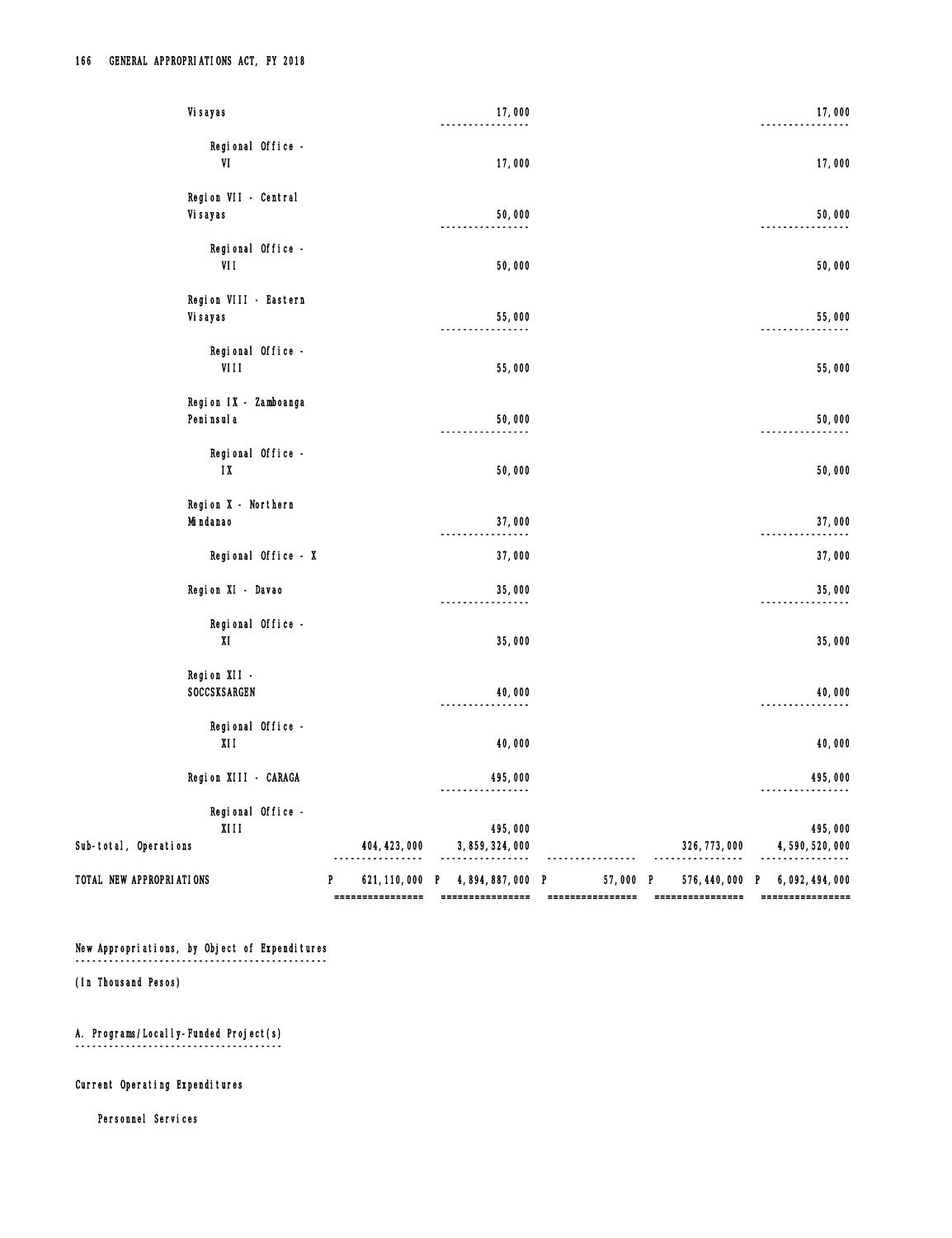| | | | | | |
|---|---|---|---|---|---|
| Visayas | | 17,000 | | | 17,000 |
| Regional Office - VI | | 17,000 | | | 17,000 |
| Region VII - Central Visayas | | 50,000 | | | 50,000 |
| Regional Office - VII | | 50,000 | | | 50,000 |
| Region VIII - Eastern Visayas | | 55,000 | | | 55,000 |
| Regional Office - VIII | | 55,000 | | | 55,000 |
| Region IX - Zamboanga Peninsula | | 50,000 | | | 50,000 |
| Regional Office - IX | | 50,000 | | | 50,000 |
| Region X - Northern Mindanao | | 37,000 | | | 37,000 |
| Regional Office - X | | 37,000 | | | 37,000 |
| Region XI - Davao | | 35,000 | | | 35,000 |
| Regional Office - XI | | 35,000 | | | 35,000 |
| Region XII - SOCCSKSARGEN | | 40,000 | | | 40,000 |
| Regional Office - XII | | 40,000 | | | 40,000 |
| Region XIII - CARAGA | | 495,000 | | | 495,000 |
| Regional Office - XIII | | 495,000 | | | 495,000 |
| Sub-total, Operations | 404,423,000 | 3,859,324,000 | | 326,773,000 | 4,590,520,000 |
| TOTAL NEW APPROPRIATIONS | P 621,110,000 | P 4,894,887,000 | P 57,000 | P 576,440,000 | P 6,092,494,000 |

New Appropriations, by Object of Expenditures

(In Thousand Pesos)

A. Programs/Locally-Funded Project(s)

Current Operating Expenditures

Personnel Services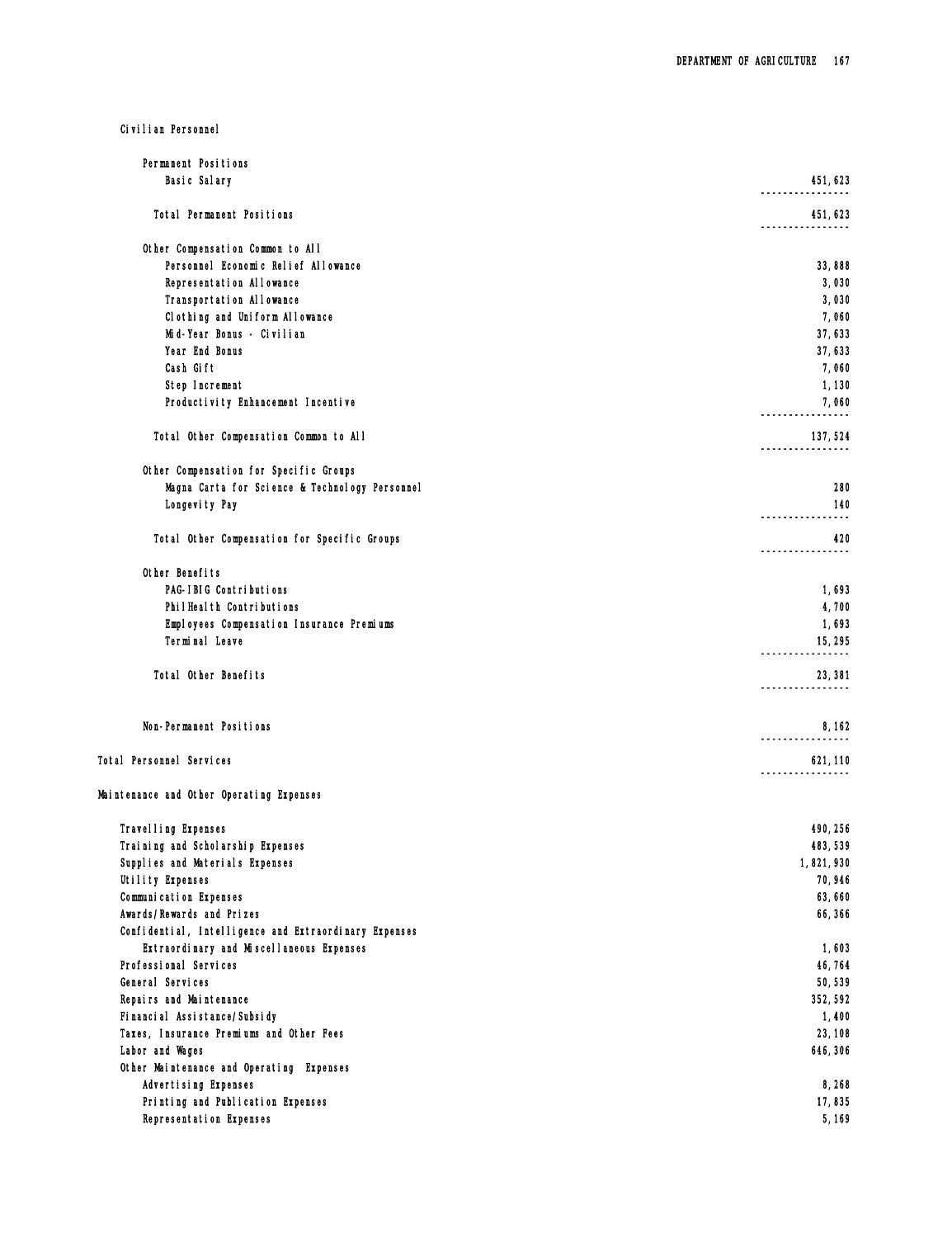Civilian Personnel

| | |
|---|---:|
| Permanent Positions | |
| Basic Salary | 451,623 |
| Total Permanent Positions | 451,623 |
| Other Compensation Common to All | |
| Personnel Economic Relief Allowance | 33,888 |
| Representation Allowance | 3,030 |
| Transportation Allowance | 3,030 |
| Clothing and Uniform Allowance | 7,060 |
| Mid-Year Bonus - Civilian | 37,633 |
| Year End Bonus | 37,633 |
| Cash Gift | 7,060 |
| Step Increment | 1,130 |
| Productivity Enhancement Incentive | 7,060 |
| Total Other Compensation Common to All | 137,524 |
| Other Compensation for Specific Groups | |
| Magna Carta for Science & Technology Personnel | 280 |
| Longevity Pay | 140 |
| Total Other Compensation for Specific Groups | 420 |
| Other Benefits | |
| PAG-IBIG Contributions | 1,693 |
| PhilHealth Contributions | 4,700 |
| Employees Compensation Insurance Premiums | 1,693 |
| Terminal Leave | 15,295 |
| Total Other Benefits | 23,381 |
| Non-Permanent Positions | 8,162 |
| Total Personnel Services | 621,110 |
| Maintenance and Other Operating Expenses | |
| Travelling Expenses | 490,256 |
| Training and Scholarship Expenses | 483,539 |
| Supplies and Materials Expenses | 1,821,930 |
| Utility Expenses | 70,946 |
| Communication Expenses | 63,660 |
| Awards/Rewards and Prizes | 66,366 |
| Confidential, Intelligence and Extraordinary Expenses | |
| Extraordinary and Miscellaneous Expenses | 1,603 |
| Professional Services | 46,764 |
| General Services | 50,539 |
| Repairs and Maintenance | 352,592 |
| Financial Assistance/Subsidy | 1,400 |
| Taxes, Insurance Premiums and Other Fees | 23,108 |
| Labor and Wages | 646,306 |
| Other Maintenance and Operating Expenses | |
| Advertising Expenses | 8,268 |
| Printing and Publication Expenses | 17,835 |
| Representation Expenses | 5,169 |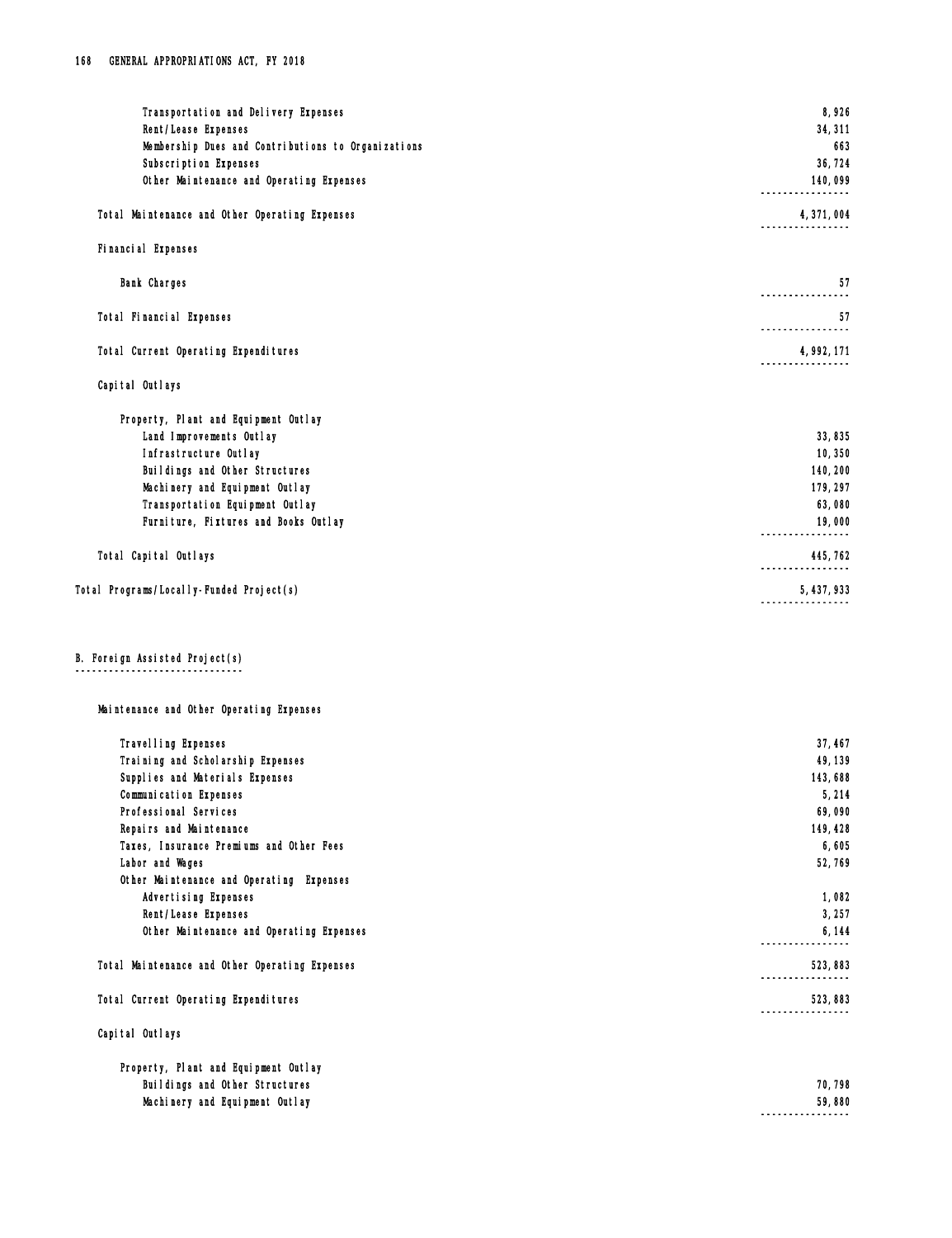| | |
|---|---|
| Transportation and Delivery Expenses | 8,926 |
| Rent/Lease Expenses | 34,311 |
| Membership Dues and Contributions to Organizations | 663 |
| Subscription Expenses | 36,724 |
| Other Maintenance and Operating Expenses | 140,099 |
| Total Maintenance and Other Operating Expenses | 4,371,004 |
| **Financial Expenses** | |
| Bank Charges | 57 |
| Total Financial Expenses | 57 |
| Total Current Operating Expenditures | 4,992,171 |
| **Capital Outlays** | |
| Property, Plant and Equipment Outlay | |
| Land Improvements Outlay | 33,835 |
| Infrastructure Outlay | 10,350 |
| Buildings and Other Structures | 140,200 |
| Machinery and Equipment Outlay | 179,297 |
| Transportation Equipment Outlay | 63,080 |
| Furniture, Fixtures and Books Outlay | 19,000 |
| Total Capital Outlays | 445,762 |
| Total Programs/Locally-Funded Project(s) | 5,437,933 |

## B. Foreign Assisted Project(s)

| | |
|---|---|
| **Maintenance and Other Operating Expenses** | |
| Travelling Expenses | 37,467 |
| Training and Scholarship Expenses | 49,139 |
| Supplies and Materials Expenses | 143,688 |
| Communication Expenses | 5,214 |
| Professional Services | 69,090 |
| Repairs and Maintenance | 149,428 |
| Taxes, Insurance Premiums and Other Fees | 6,605 |
| Labor and Wages | 52,769 |
| Other Maintenance and Operating Expenses | |
| Advertising Expenses | 1,082 |
| Rent/Lease Expenses | 3,257 |
| Other Maintenance and Operating Expenses | 6,144 |
| Total Maintenance and Other Operating Expenses | 523,883 |
| Total Current Operating Expenditures | 523,883 |
| **Capital Outlays** | |
| Property, Plant and Equipment Outlay | |
| Buildings and Other Structures | 70,798 |
| Machinery and Equipment Outlay | 59,880 |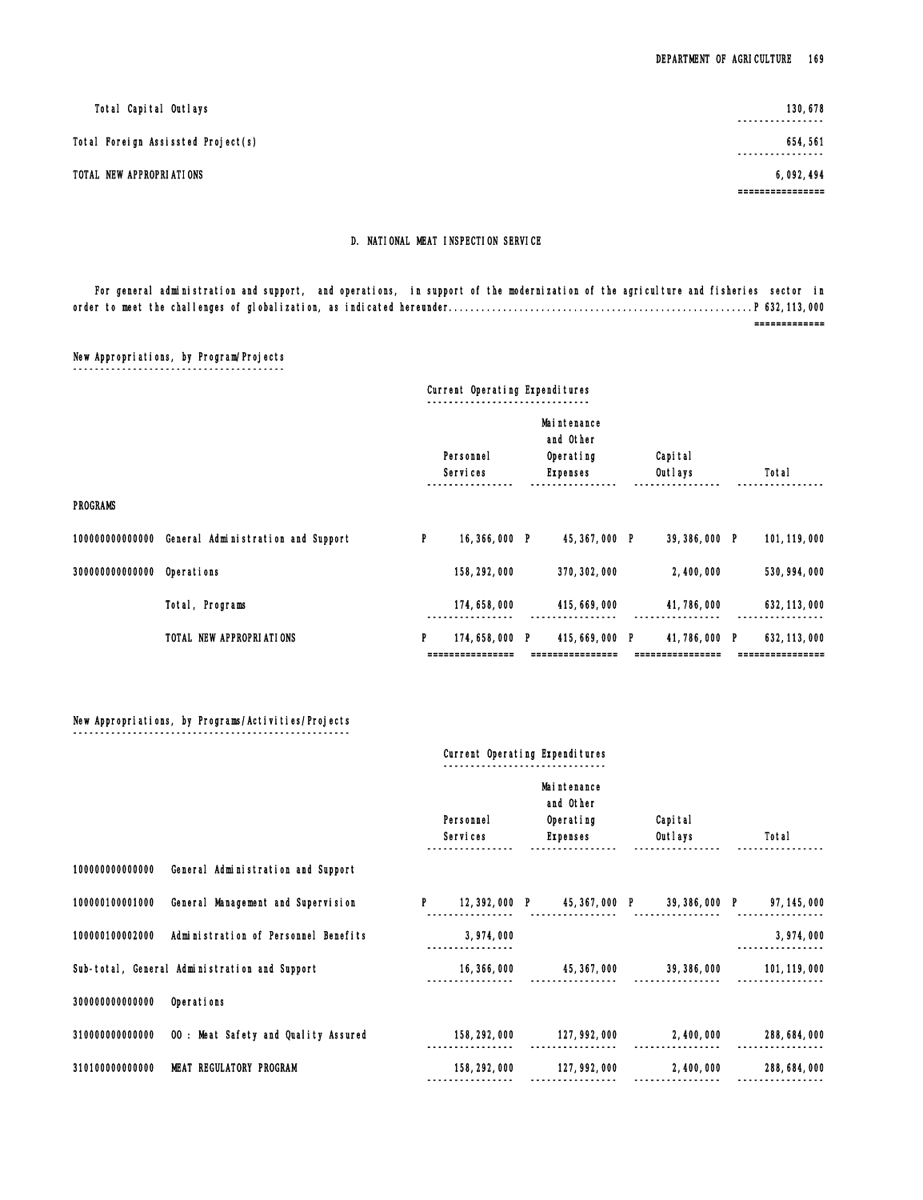| | |
|---|---|
| Total Capital Outlays | 130,678 |
| Total Foreign Assissted Project(s) | 654,561 |
| TOTAL NEW APPROPRIATIONS | 6,092,494 |

## D. NATIONAL MEAT INSPECTION SERVICE

For general administration and support, and operations, in support of the modernization of the agriculture and fisheries sector in order to meet the challenges of globalization, as indicated hereunder.......................................................P 632,113,000

### New Appropriations, by Program/Projects

| | | Current Operating Expenditures | | | |
|---|---|---|---|---|---|
| | | Personnel Services | Maintenance and Other Operating Expenses | Capital Outlays | Total |
| PROGRAMS | | | | | |
| 100000000000000 | General Administration and Support | P 16,366,000 | P 45,367,000 | P 39,386,000 | P 101,119,000 |
| 300000000000000 | Operations | 158,292,000 | 370,302,000 | 2,400,000 | 530,994,000 |
| | Total, Programs | 174,658,000 | 415,669,000 | 41,786,000 | 632,113,000 |
| | TOTAL NEW APPROPRIATIONS | P 174,658,000 | P 415,669,000 | P 41,786,000 | P 632,113,000 |

### New Appropriations, by Programs/Activities/Projects

| | | Current Operating Expenditures | | | |
|---|---|---|---|---|---|
| | | Personnel Services | Maintenance and Other Operating Expenses | Capital Outlays | Total |
| 100000000000000 | General Administration and Support | | | | |
| 100000100001000 | General Management and Supervision | P 12,392,000 | P 45,367,000 | P 39,386,000 | P 97,145,000 |
| 100000100002000 | Administration of Personnel Benefits | 3,974,000 | | | 3,974,000 |
| Sub-total, General Administration and Support | | 16,366,000 | 45,367,000 | 39,386,000 | 101,119,000 |
| 300000000000000 | Operations | | | | |
| 310000000000000 | OO : Meat Safety and Quality Assured | 158,292,000 | 127,992,000 | 2,400,000 | 288,684,000 |
| 310100000000000 | MEAT REGULATORY PROGRAM | 158,292,000 | 127,992,000 | 2,400,000 | 288,684,000 |